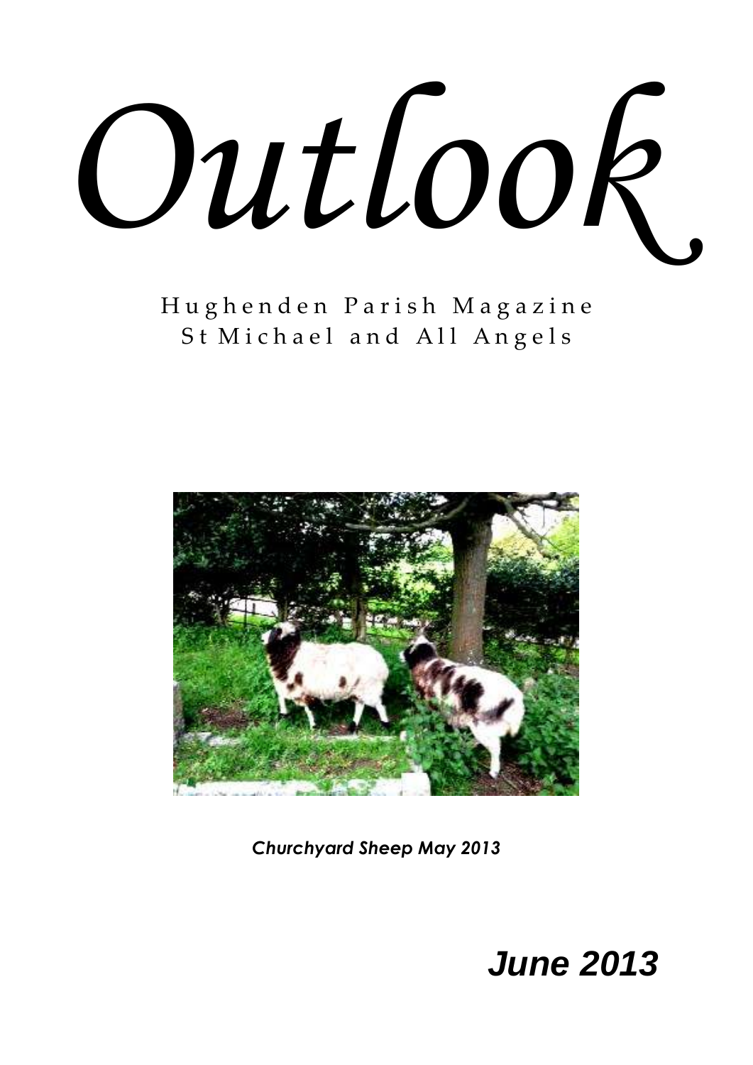# Outlook

Hughenden Parish Magazine
St Michael and All Angels

*Churchyard Sheep May 2013*

***June 2013***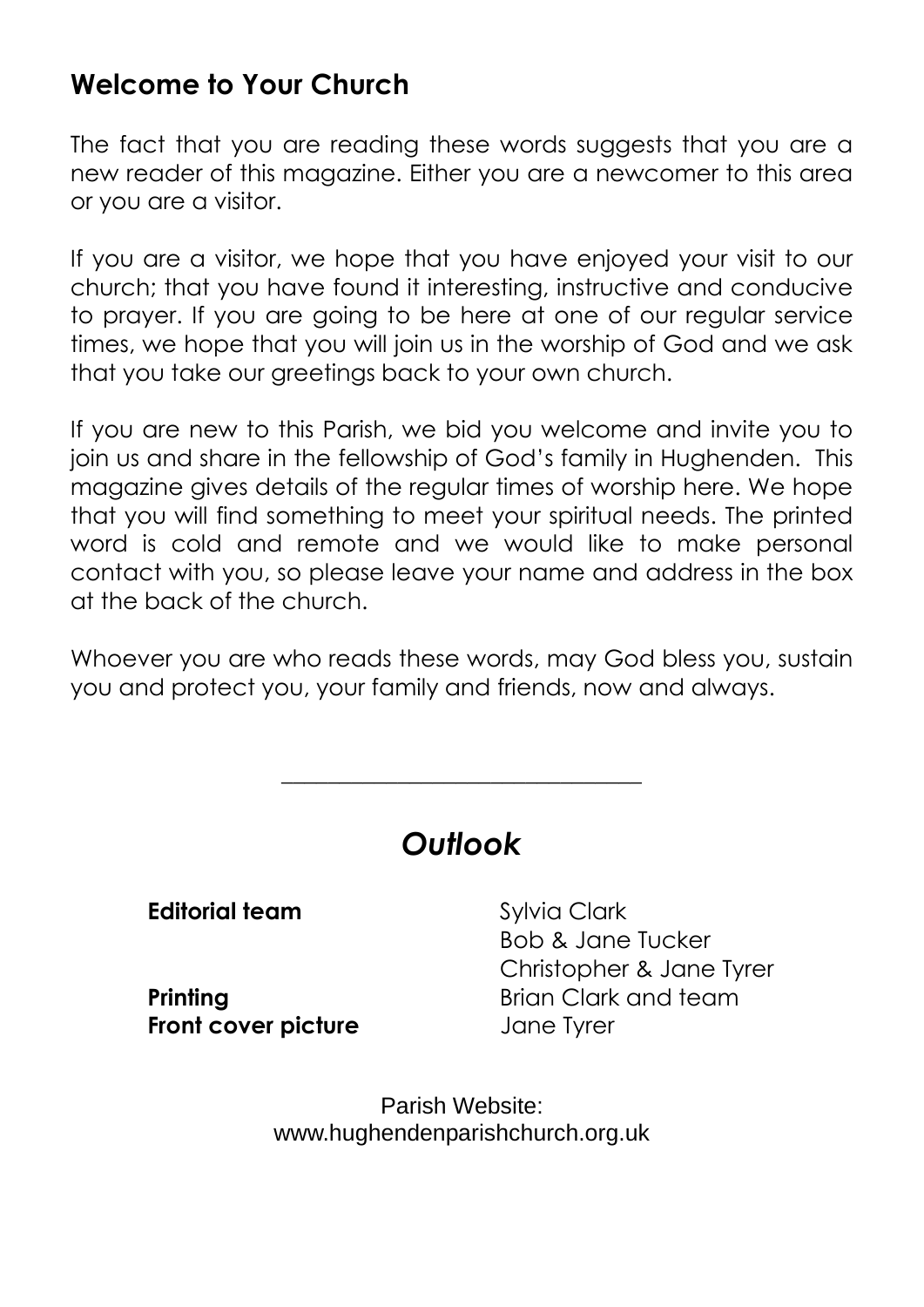## Welcome to Your Church

The fact that you are reading these words suggests that you are a new reader of this magazine. Either you are a newcomer to this area or you are a visitor.

If you are a visitor, we hope that you have enjoyed your visit to our church; that you have found it interesting, instructive and conducive to prayer. If you are going to be here at one of our regular service times, we hope that you will join us in the worship of God and we ask that you take our greetings back to your own church.

If you are new to this Parish, we bid you welcome and invite you to join us and share in the fellowship of God's family in Hughenden. This magazine gives details of the regular times of worship here. We hope that you will find something to meet your spiritual needs. The printed word is cold and remote and we would like to make personal contact with you, so please leave your name and address in the box at the back of the church.

Whoever you are who reads these words, may God bless you, sustain you and protect you, your family and friends, now and always.

---

## *Outlook*

| | |
|---|---|
| **Editorial team** | Sylvia Clark |
| | Bob & Jane Tucker |
| | Christopher & Jane Tyrer |
| **Printing** | Brian Clark and team |
| **Front cover picture** | Jane Tyrer |

Parish Website:
www.hughendenparishchurch.org.uk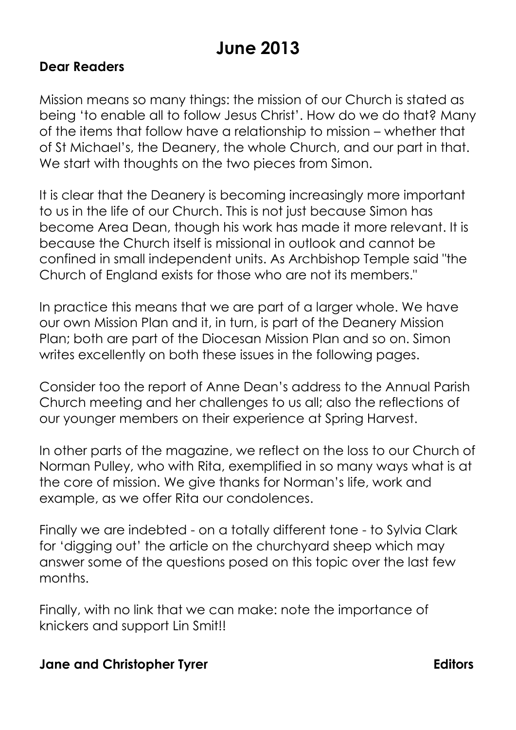# June 2013

**Dear Readers**

Mission means so many things: the mission of our Church is stated as being 'to enable all to follow Jesus Christ'. How do we do that? Many of the items that follow have a relationship to mission – whether that of St Michael's, the Deanery, the whole Church, and our part in that. We start with thoughts on the two pieces from Simon.

It is clear that the Deanery is becoming increasingly more important to us in the life of our Church. This is not just because Simon has become Area Dean, though his work has made it more relevant. It is because the Church itself is missional in outlook and cannot be confined in small independent units. As Archbishop Temple said "the Church of England exists for those who are not its members."

In practice this means that we are part of a larger whole. We have our own Mission Plan and it, in turn, is part of the Deanery Mission Plan; both are part of the Diocesan Mission Plan and so on. Simon writes excellently on both these issues in the following pages.

Consider too the report of Anne Dean's address to the Annual Parish Church meeting and her challenges to us all; also the reflections of our younger members on their experience at Spring Harvest.

In other parts of the magazine, we reflect on the loss to our Church of Norman Pulley, who with Rita, exemplified in so many ways what is at the core of mission. We give thanks for Norman's life, work and example, as we offer Rita our condolences.

Finally we are indebted - on a totally different tone - to Sylvia Clark for 'digging out' the article on the churchyard sheep which may answer some of the questions posed on this topic over the last few months.

Finally, with no link that we can make: note the importance of knickers and support Lin Smit!!

**Jane and Christopher Tyrer** **Editors**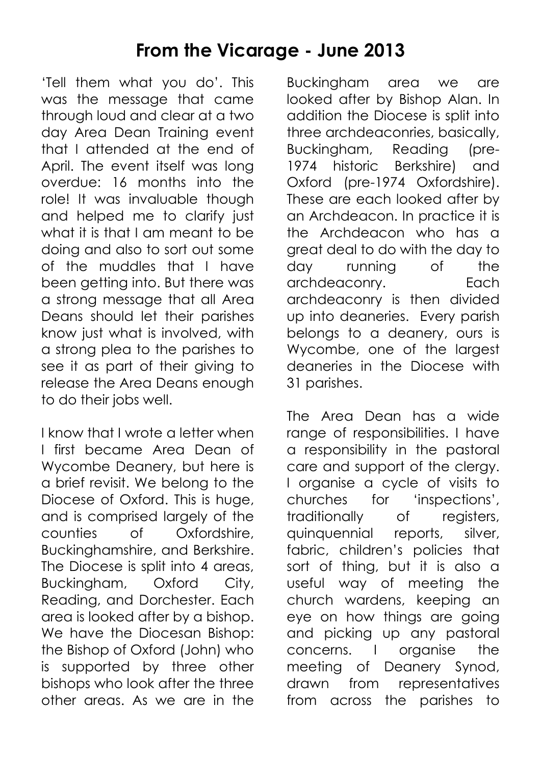# From the Vicarage - June 2013

'Tell them what you do'. This was the message that came through loud and clear at a two day Area Dean Training event that I attended at the end of April. The event itself was long overdue: 16 months into the role! It was invaluable though and helped me to clarify just what it is that I am meant to be doing and also to sort out some of the muddles that I have been getting into. But there was a strong message that all Area Deans should let their parishes know just what is involved, with a strong plea to the parishes to see it as part of their giving to release the Area Deans enough to do their jobs well.

I know that I wrote a letter when I first became Area Dean of Wycombe Deanery, but here is a brief revisit. We belong to the Diocese of Oxford. This is huge, and is comprised largely of the counties of Oxfordshire, Buckinghamshire, and Berkshire. The Diocese is split into 4 areas, Buckingham, Oxford City, Reading, and Dorchester. Each area is looked after by a bishop. We have the Diocesan Bishop: the Bishop of Oxford (John) who is supported by three other bishops who look after the three other areas. As we are in the Buckingham area we are looked after by Bishop Alan. In addition the Diocese is split into three archdeaconries, basically, Buckingham, Reading (pre-1974 historic Berkshire) and Oxford (pre-1974 Oxfordshire). These are each looked after by an Archdeacon. In practice it is the Archdeacon who has a great deal to do with the day to day running of the archdeaconry. Each archdeaconry is then divided up into deaneries. Every parish belongs to a deanery, ours is Wycombe, one of the largest deaneries in the Diocese with 31 parishes.

The Area Dean has a wide range of responsibilities. I have a responsibility in the pastoral care and support of the clergy. I organise a cycle of visits to churches for 'inspections', traditionally of registers, quinquennial reports, silver, fabric, children's policies that sort of thing, but it is also a useful way of meeting the church wardens, keeping an eye on how things are going and picking up any pastoral concerns. I organise the meeting of Deanery Synod, drawn from representatives from across the parishes to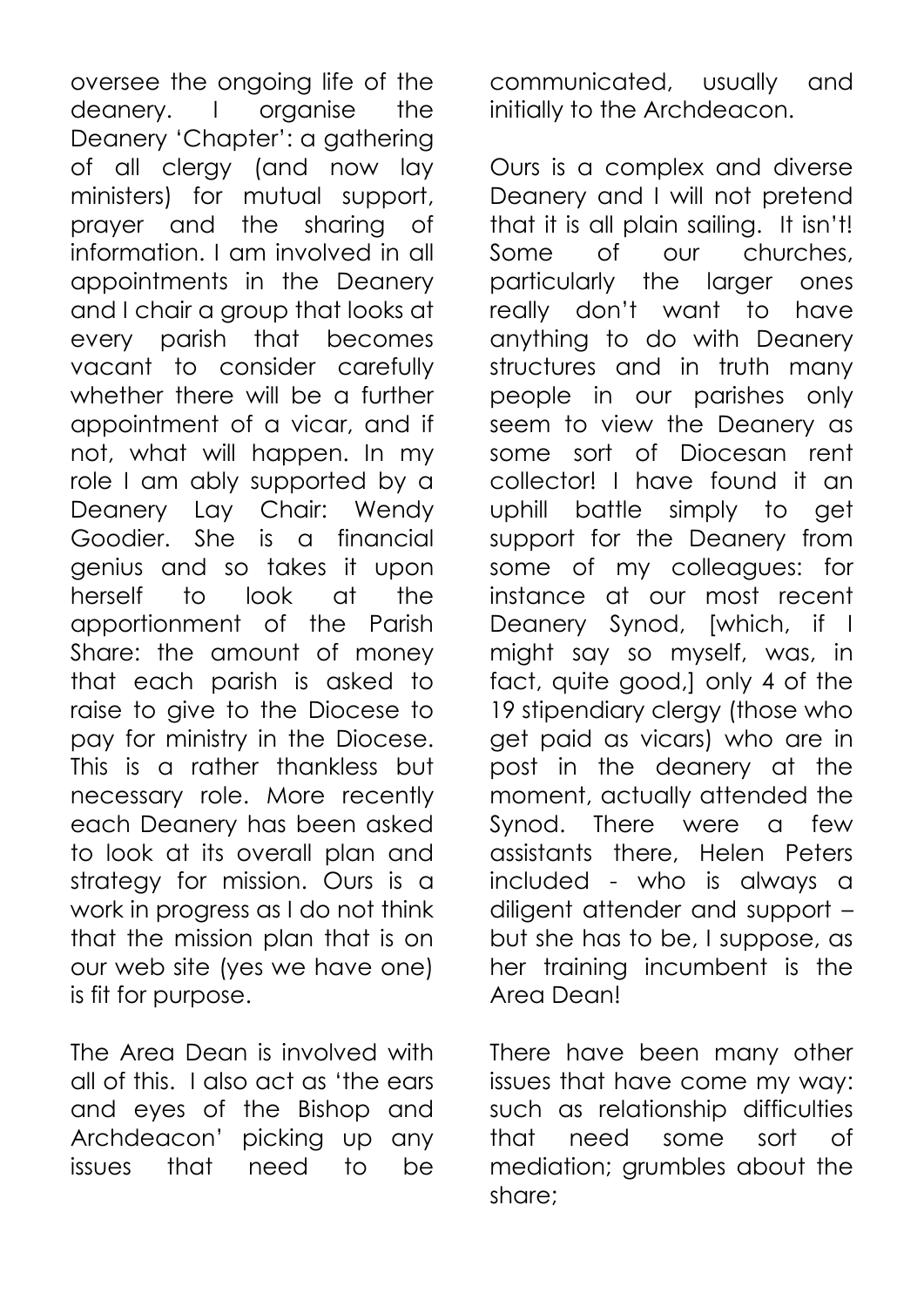oversee the ongoing life of the deanery. I organise the Deanery 'Chapter': a gathering of all clergy (and now lay ministers) for mutual support, prayer and the sharing of information. I am involved in all appointments in the Deanery and I chair a group that looks at every parish that becomes vacant to consider carefully whether there will be a further appointment of a vicar, and if not, what will happen. In my role I am ably supported by a Deanery Lay Chair: Wendy Goodier. She is a financial genius and so takes it upon herself to look at the apportionment of the Parish Share: the amount of money that each parish is asked to raise to give to the Diocese to pay for ministry in the Diocese. This is a rather thankless but necessary role. More recently each Deanery has been asked to look at its overall plan and strategy for mission. Ours is a work in progress as I do not think that the mission plan that is on our web site (yes we have one) is fit for purpose.

The Area Dean is involved with all of this. I also act as 'the ears and eyes of the Bishop and Archdeacon' picking up any issues that need to be communicated, usually and initially to the Archdeacon.

Ours is a complex and diverse Deanery and I will not pretend that it is all plain sailing. It isn't! Some of our churches, particularly the larger ones really don't want to have anything to do with Deanery structures and in truth many people in our parishes only seem to view the Deanery as some sort of Diocesan rent collector! I have found it an uphill battle simply to get support for the Deanery from some of my colleagues: for instance at our most recent Deanery Synod, [which, if I might say so myself, was, in fact, quite good,] only 4 of the 19 stipendiary clergy (those who get paid as vicars) who are in post in the deanery at the moment, actually attended the Synod. There were a few assistants there, Helen Peters included - who is always a diligent attender and support – but she has to be, I suppose, as her training incumbent is the Area Dean!

There have been many other issues that have come my way: such as relationship difficulties that need some sort of mediation; grumbles about the share;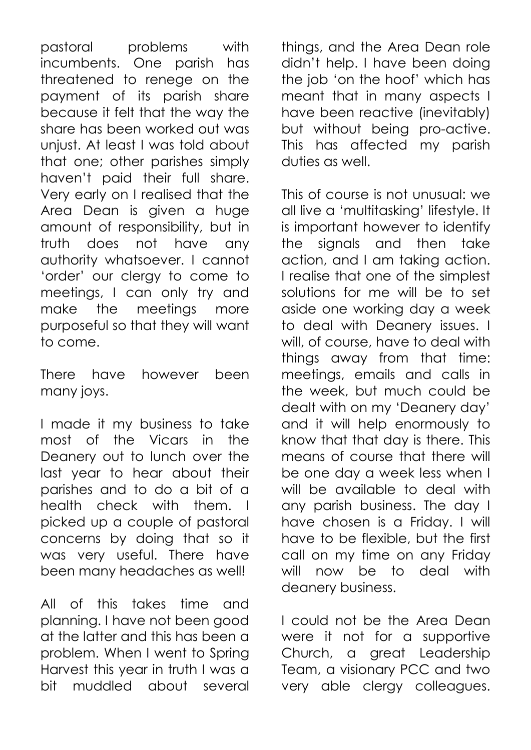pastoral problems with incumbents. One parish has threatened to renege on the payment of its parish share because it felt that the way the share has been worked out was unjust. At least I was told about that one; other parishes simply haven't paid their full share. Very early on I realised that the Area Dean is given a huge amount of responsibility, but in truth does not have any authority whatsoever. I cannot 'order' our clergy to come to meetings, I can only try and make the meetings more purposeful so that they will want to come.

There have however been many joys.

I made it my business to take most of the Vicars in the Deanery out to lunch over the last year to hear about their parishes and to do a bit of a health check with them. I picked up a couple of pastoral concerns by doing that so it was very useful. There have been many headaches as well!

All of this takes time and planning. I have not been good at the latter and this has been a problem. When I went to Spring Harvest this year in truth I was a bit muddled about several things, and the Area Dean role didn't help. I have been doing the job 'on the hoof' which has meant that in many aspects I have been reactive (inevitably) but without being pro-active. This has affected my parish duties as well.

This of course is not unusual: we all live a 'multitasking' lifestyle. It is important however to identify the signals and then take action, and I am taking action. I realise that one of the simplest solutions for me will be to set aside one working day a week to deal with Deanery issues. I will, of course, have to deal with things away from that time: meetings, emails and calls in the week, but much could be dealt with on my 'Deanery day' and it will help enormously to know that that day is there. This means of course that there will be one day a week less when I will be available to deal with any parish business. The day I have chosen is a Friday. I will have to be flexible, but the first call on my time on any Friday will now be to deal with deanery business.

I could not be the Area Dean were it not for a supportive Church, a great Leadership Team, a visionary PCC and two very able clergy colleagues.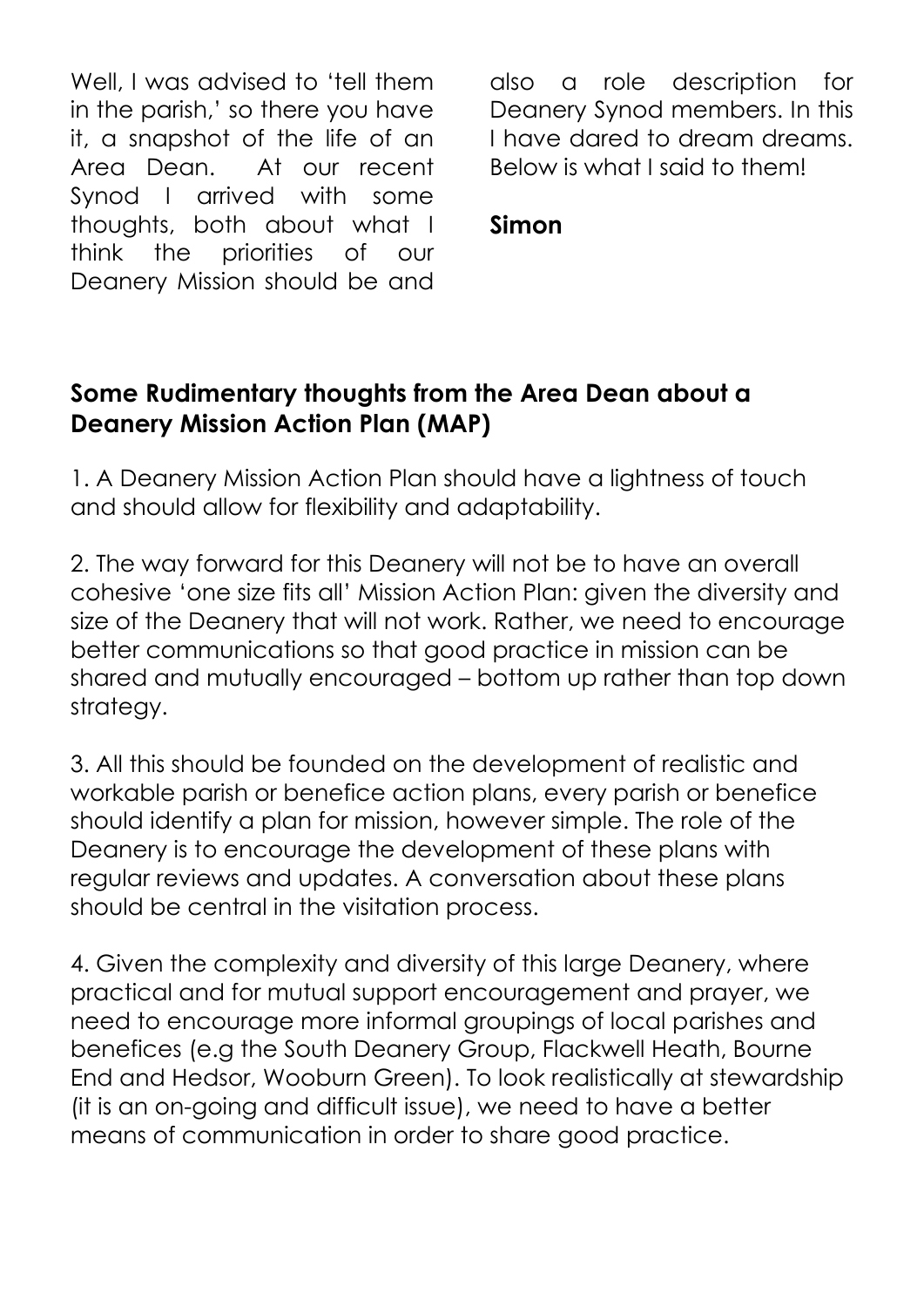Well, I was advised to 'tell them in the parish,' so there you have it, a snapshot of the life of an Area Dean. At our recent Synod I arrived with some thoughts, both about what I think the priorities of our Deanery Mission should be and also a role description for Deanery Synod members. In this I have dared to dream dreams. Below is what I said to them!

**Simon**

## Some Rudimentary thoughts from the Area Dean about a Deanery Mission Action Plan (MAP)

1. A Deanery Mission Action Plan should have a lightness of touch and should allow for flexibility and adaptability.

2. The way forward for this Deanery will not be to have an overall cohesive 'one size fits all' Mission Action Plan: given the diversity and size of the Deanery that will not work. Rather, we need to encourage better communications so that good practice in mission can be shared and mutually encouraged – bottom up rather than top down strategy.

3. All this should be founded on the development of realistic and workable parish or benefice action plans, every parish or benefice should identify a plan for mission, however simple. The role of the Deanery is to encourage the development of these plans with regular reviews and updates. A conversation about these plans should be central in the visitation process.

4. Given the complexity and diversity of this large Deanery, where practical and for mutual support encouragement and prayer, we need to encourage more informal groupings of local parishes and benefices (e.g the South Deanery Group, Flackwell Heath, Bourne End and Hedsor, Wooburn Green). To look realistically at stewardship (it is an on-going and difficult issue), we need to have a better means of communication in order to share good practice.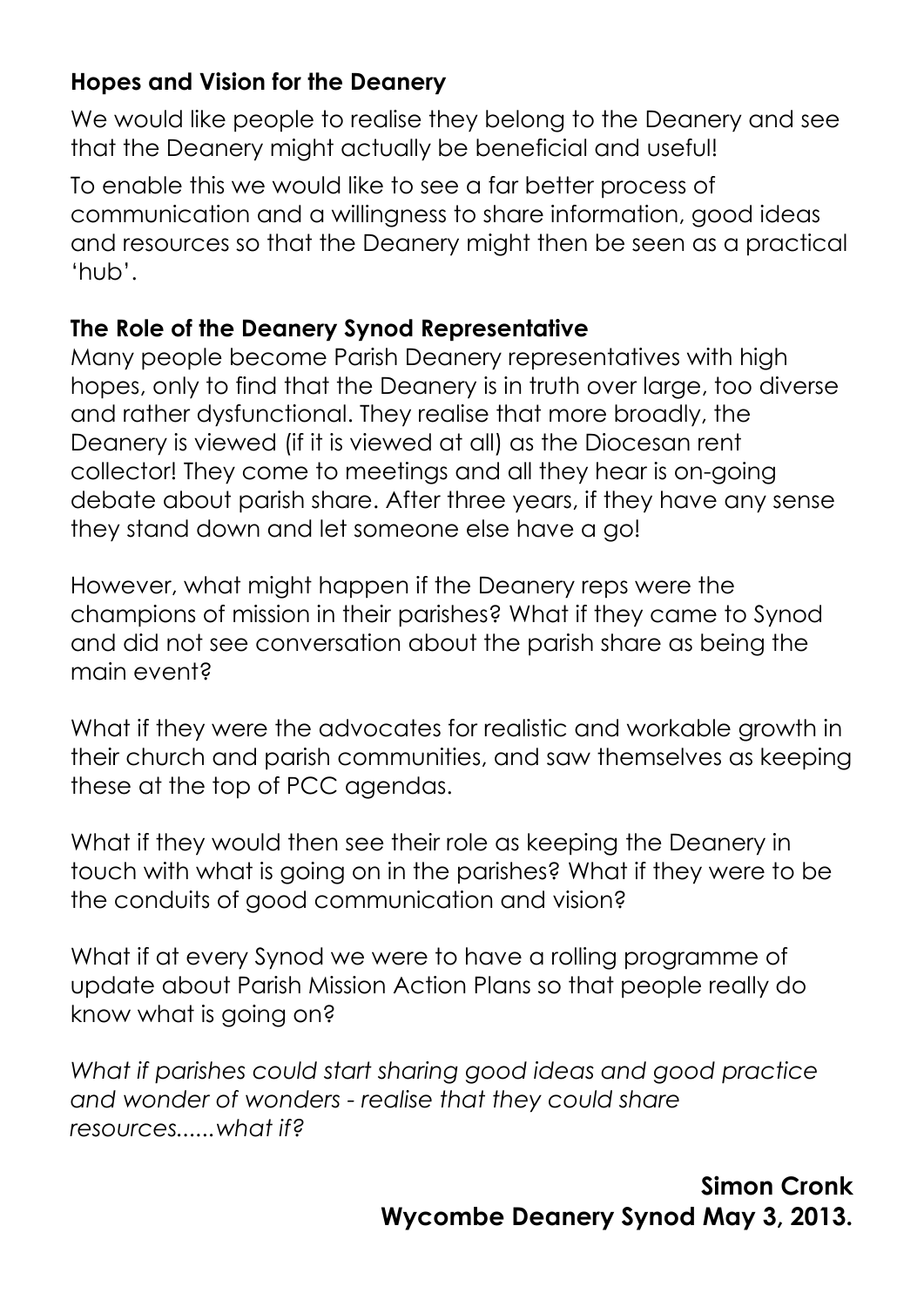**Hopes and Vision for the Deanery**

We would like people to realise they belong to the Deanery and see that the Deanery might actually be beneficial and useful!

To enable this we would like to see a far better process of communication and a willingness to share information, good ideas and resources so that the Deanery might then be seen as a practical 'hub'.

**The Role of the Deanery Synod Representative**

Many people become Parish Deanery representatives with high hopes, only to find that the Deanery is in truth over large, too diverse and rather dysfunctional. They realise that more broadly, the Deanery is viewed (if it is viewed at all) as the Diocesan rent collector! They come to meetings and all they hear is on-going debate about parish share. After three years, if they have any sense they stand down and let someone else have a go!

However, what might happen if the Deanery reps were the champions of mission in their parishes? What if they came to Synod and did not see conversation about the parish share as being the main event?

What if they were the advocates for realistic and workable growth in their church and parish communities, and saw themselves as keeping these at the top of PCC agendas.

What if they would then see their role as keeping the Deanery in touch with what is going on in the parishes? What if they were to be the conduits of good communication and vision?

What if at every Synod we were to have a rolling programme of update about Parish Mission Action Plans so that people really do know what is going on?

*What if parishes could start sharing good ideas and good practice and wonder of wonders - realise that they could share resources......what if?*

**Simon Cronk**
**Wycombe Deanery Synod May 3, 2013.**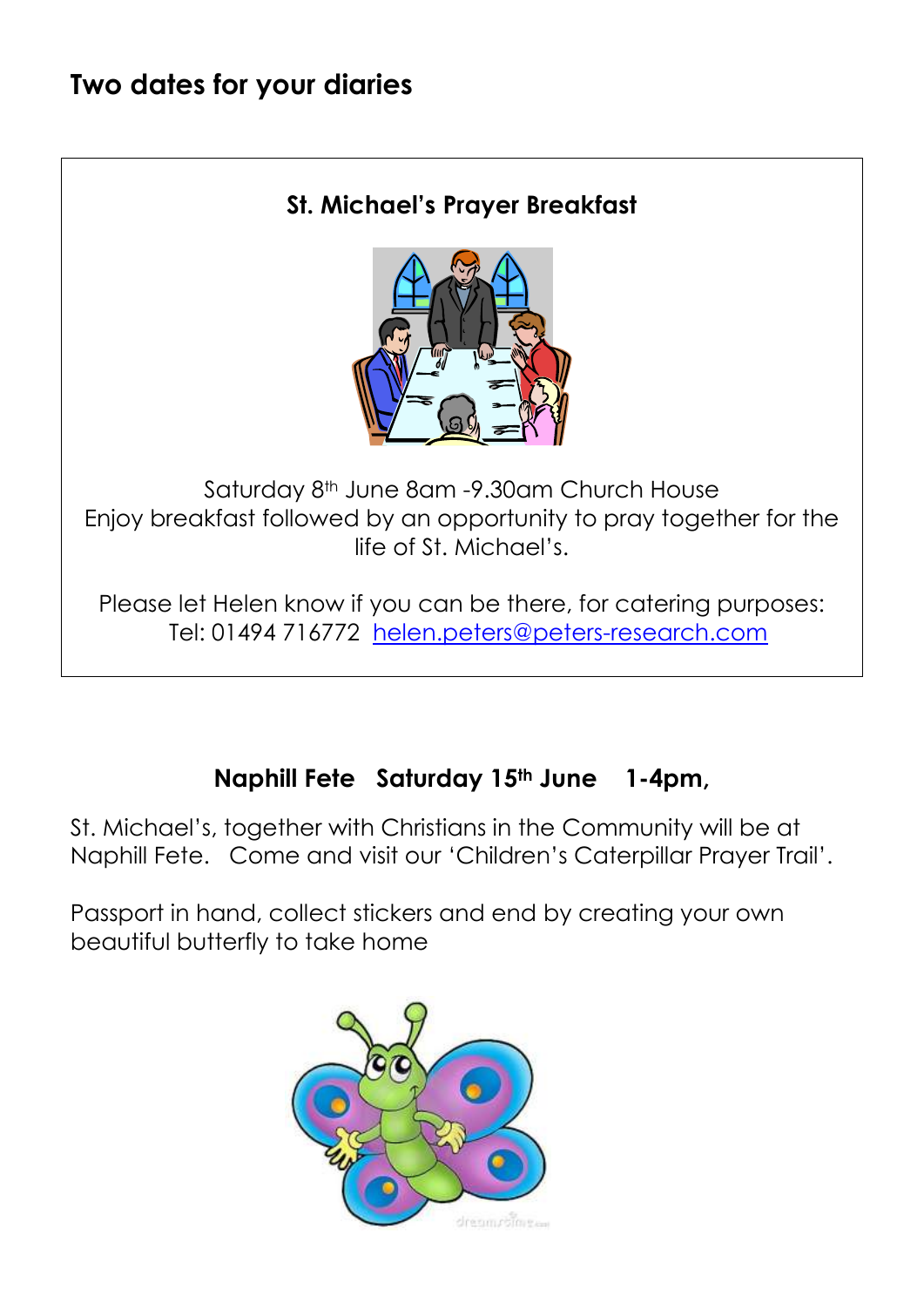## Two dates for your diaries

### St. Michael's Prayer Breakfast

Saturday 8th June 8am -9.30am Church House
Enjoy breakfast followed by an opportunity to pray together for the life of St. Michael's.

Please let Helen know if you can be there, for catering purposes:
Tel: 01494 716772 helen.peters@peters-research.com

### Naphill Fete Saturday 15th June 1-4pm,

St. Michael's, together with Christians in the Community will be at Naphill Fete. Come and visit our 'Children's Caterpillar Prayer Trail'.

Passport in hand, collect stickers and end by creating your own beautiful butterfly to take home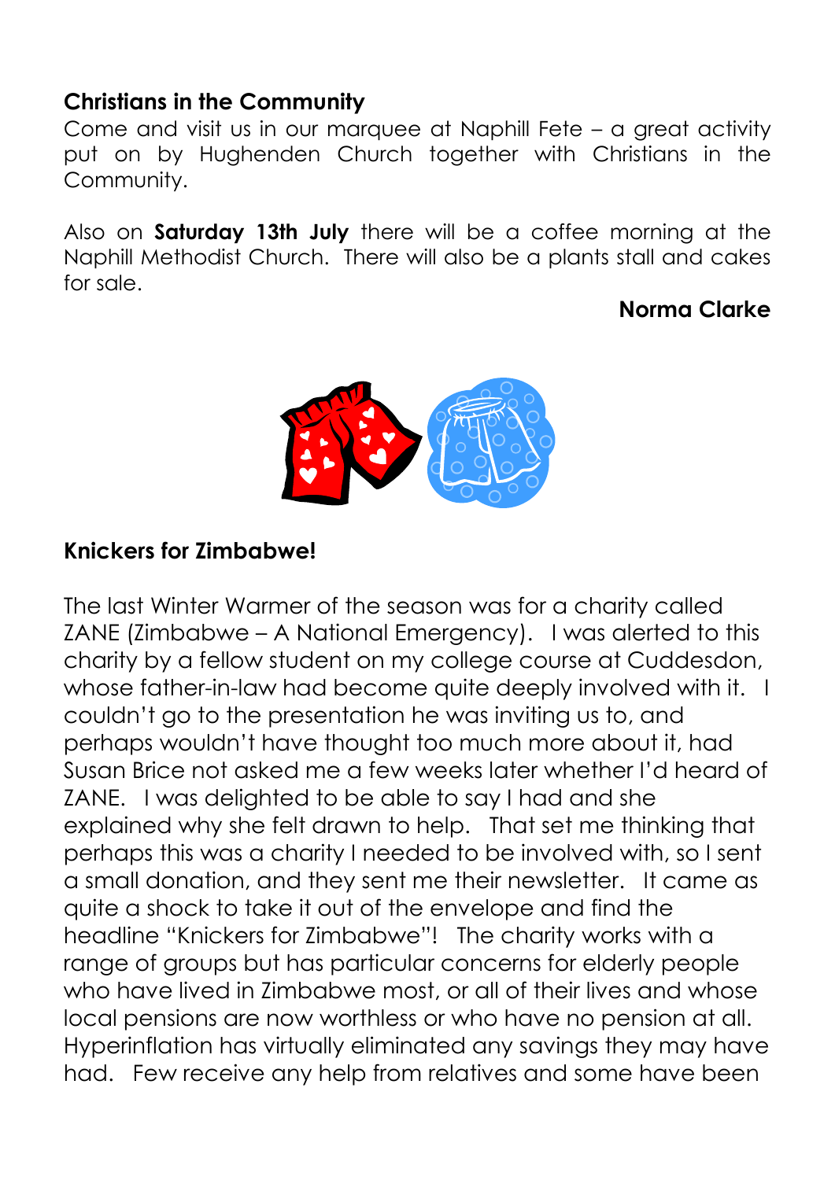## Christians in the Community

Come and visit us in our marquee at Naphill Fete – a great activity put on by Hughenden Church together with Christians in the Community.

Also on **Saturday 13th July** there will be a coffee morning at the Naphill Methodist Church. There will also be a plants stall and cakes for sale.

**Norma Clarke**

## Knickers for Zimbabwe!

The last Winter Warmer of the season was for a charity called ZANE (Zimbabwe – A National Emergency). I was alerted to this charity by a fellow student on my college course at Cuddesdon, whose father-in-law had become quite deeply involved with it. I couldn't go to the presentation he was inviting us to, and perhaps wouldn't have thought too much more about it, had Susan Brice not asked me a few weeks later whether I'd heard of ZANE. I was delighted to be able to say I had and she explained why she felt drawn to help. That set me thinking that perhaps this was a charity I needed to be involved with, so I sent a small donation, and they sent me their newsletter. It came as quite a shock to take it out of the envelope and find the headline "Knickers for Zimbabwe"! The charity works with a range of groups but has particular concerns for elderly people who have lived in Zimbabwe most, or all of their lives and whose local pensions are now worthless or who have no pension at all. Hyperinflation has virtually eliminated any savings they may have had. Few receive any help from relatives and some have been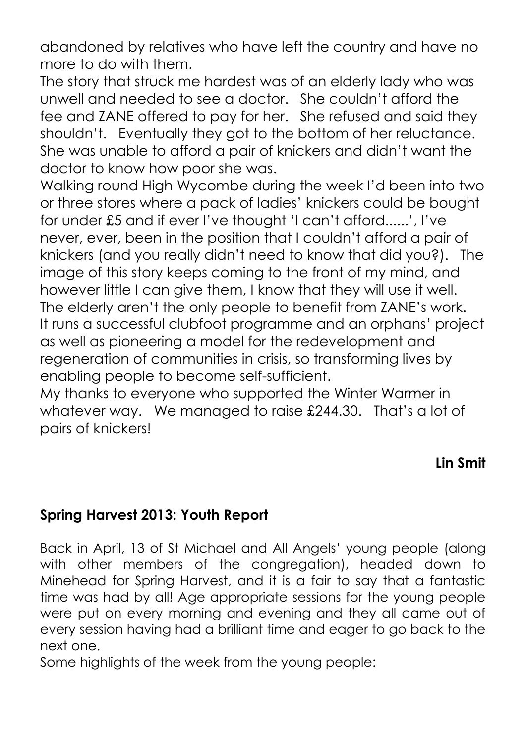abandoned by relatives who have left the country and have no more to do with them.

The story that struck me hardest was of an elderly lady who was unwell and needed to see a doctor. She couldn't afford the fee and ZANE offered to pay for her. She refused and said they shouldn't. Eventually they got to the bottom of her reluctance. She was unable to afford a pair of knickers and didn't want the doctor to know how poor she was.

Walking round High Wycombe during the week I'd been into two or three stores where a pack of ladies' knickers could be bought for under £5 and if ever I've thought 'I can't afford......', I've never, ever, been in the position that I couldn't afford a pair of knickers (and you really didn't need to know that did you?). The image of this story keeps coming to the front of my mind, and however little I can give them, I know that they will use it well.

The elderly aren't the only people to benefit from ZANE's work. It runs a successful clubfoot programme and an orphans' project as well as pioneering a model for the redevelopment and regeneration of communities in crisis, so transforming lives by enabling people to become self-sufficient.

My thanks to everyone who supported the Winter Warmer in whatever way. We managed to raise £244.30. That's a lot of pairs of knickers!

**Lin Smit**

## Spring Harvest 2013: Youth Report

Back in April, 13 of St Michael and All Angels' young people (along with other members of the congregation), headed down to Minehead for Spring Harvest, and it is a fair to say that a fantastic time was had by all! Age appropriate sessions for the young people were put on every morning and evening and they all came out of every session having had a brilliant time and eager to go back to the next one.

Some highlights of the week from the young people: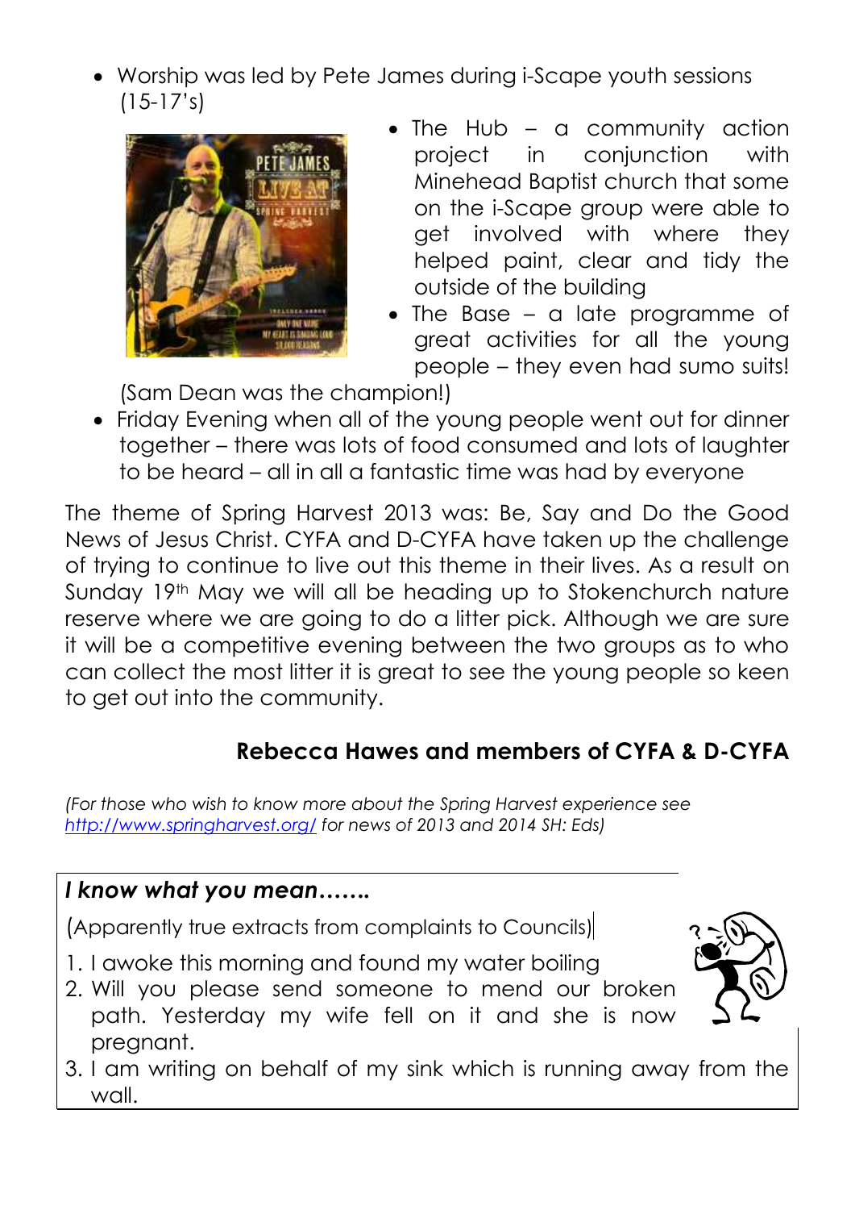- Worship was led by Pete James during i-Scape youth sessions (15-17's)
- The Hub – a community action project in conjunction with Minehead Baptist church that some on the i-Scape group were able to get involved with where they helped paint, clear and tidy the outside of the building
- The Base – a late programme of great activities for all the young people – they even had sumo suits! (Sam Dean was the champion!)
- Friday Evening when all of the young people went out for dinner together – there was lots of food consumed and lots of laughter to be heard – all in all a fantastic time was had by everyone

The theme of Spring Harvest 2013 was: Be, Say and Do the Good News of Jesus Christ. CYFA and D-CYFA have taken up the challenge of trying to continue to live out this theme in their lives. As a result on Sunday 19th May we will all be heading up to Stokenchurch nature reserve where we are going to do a litter pick. Although we are sure it will be a competitive evening between the two groups as to who can collect the most litter it is great to see the young people so keen to get out into the community.

**Rebecca Hawes and members of CYFA & D-CYFA**

*(For those who wish to know more about the Spring Harvest experience see [http://www.springharvest.org/](http://www.springharvest.org/) for news of 2013 and 2014 SH: Eds)*

## *I know what you mean…….*

(Apparently true extracts from complaints to Councils)

1. I awoke this morning and found my water boiling
2. Will you please send someone to mend our broken path. Yesterday my wife fell on it and she is now pregnant.
3. I am writing on behalf of my sink which is running away from the wall.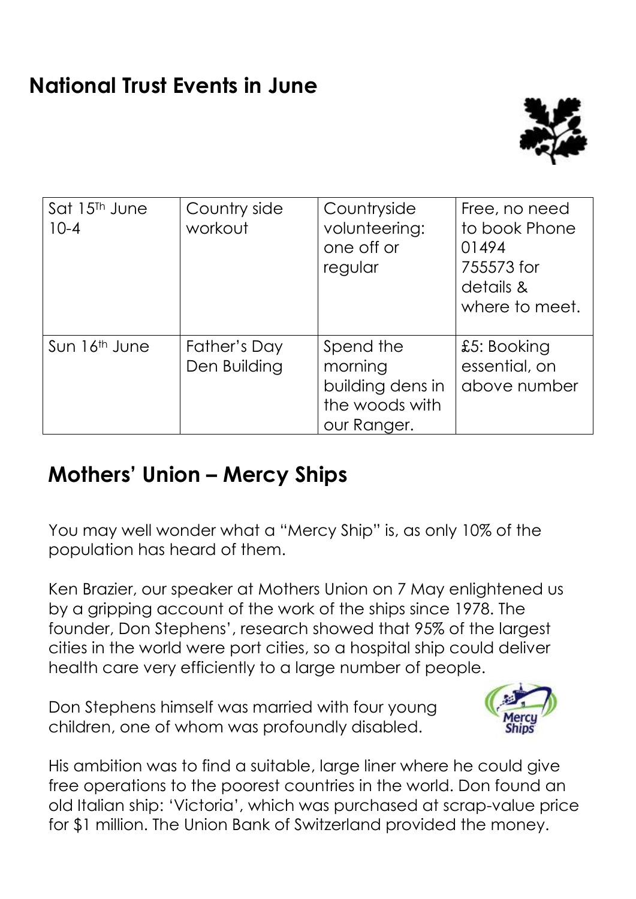## National Trust Events in June

| Sat 15th June 10-4 | Country side workout | Countryside volunteering: one off or regular | Free, no need to book Phone 01494 755573 for details & where to meet. |
|---|---|---|---|
| Sun 16th June | Father's Day Den Building | Spend the morning building dens in the woods with our Ranger. | £5: Booking essential, on above number |

## Mothers' Union – Mercy Ships

You may well wonder what a "Mercy Ship" is, as only 10% of the population has heard of them.

Ken Brazier, our speaker at Mothers Union on 7 May enlightened us by a gripping account of the work of the ships since 1978. The founder, Don Stephens', research showed that 95% of the largest cities in the world were port cities, so a hospital ship could deliver health care very efficiently to a large number of people.

Don Stephens himself was married with four young children, one of whom was profoundly disabled.

His ambition was to find a suitable, large liner where he could give free operations to the poorest countries in the world. Don found an old Italian ship: 'Victoria', which was purchased at scrap-value price for $1 million. The Union Bank of Switzerland provided the money.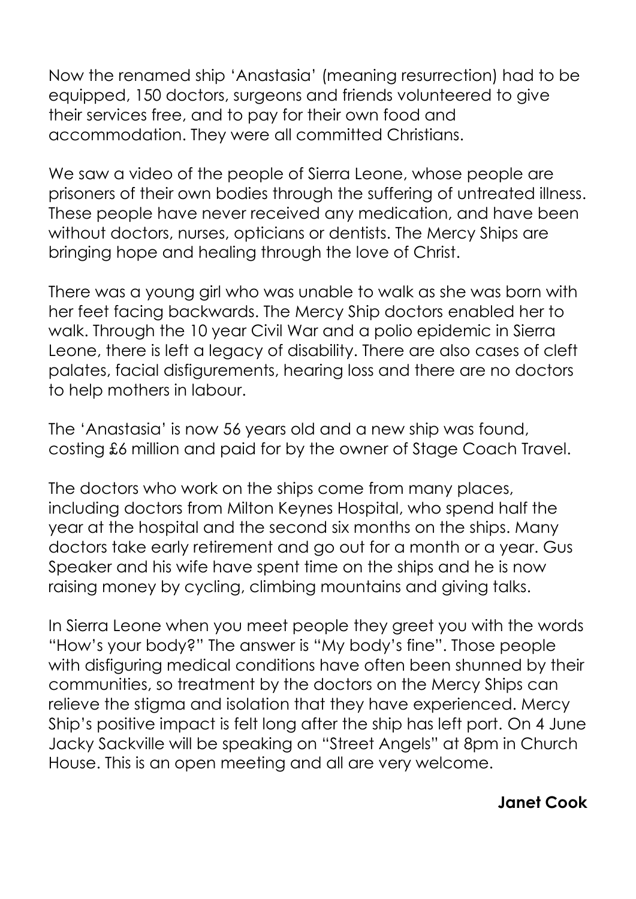Now the renamed ship 'Anastasia' (meaning resurrection) had to be equipped, 150 doctors, surgeons and friends volunteered to give their services free, and to pay for their own food and accommodation. They were all committed Christians.

We saw a video of the people of Sierra Leone, whose people are prisoners of their own bodies through the suffering of untreated illness. These people have never received any medication, and have been without doctors, nurses, opticians or dentists. The Mercy Ships are bringing hope and healing through the love of Christ.

There was a young girl who was unable to walk as she was born with her feet facing backwards. The Mercy Ship doctors enabled her to walk. Through the 10 year Civil War and a polio epidemic in Sierra Leone, there is left a legacy of disability. There are also cases of cleft palates, facial disfigurements, hearing loss and there are no doctors to help mothers in labour.

The 'Anastasia' is now 56 years old and a new ship was found, costing £6 million and paid for by the owner of Stage Coach Travel.

The doctors who work on the ships come from many places, including doctors from Milton Keynes Hospital, who spend half the year at the hospital and the second six months on the ships. Many doctors take early retirement and go out for a month or a year. Gus Speaker and his wife have spent time on the ships and he is now raising money by cycling, climbing mountains and giving talks.

In Sierra Leone when you meet people they greet you with the words "How's your body?" The answer is "My body's fine". Those people with disfiguring medical conditions have often been shunned by their communities, so treatment by the doctors on the Mercy Ships can relieve the stigma and isolation that they have experienced. Mercy Ship's positive impact is felt long after the ship has left port. On 4 June Jacky Sackville will be speaking on "Street Angels" at 8pm in Church House. This is an open meeting and all are very welcome.

**Janet Cook**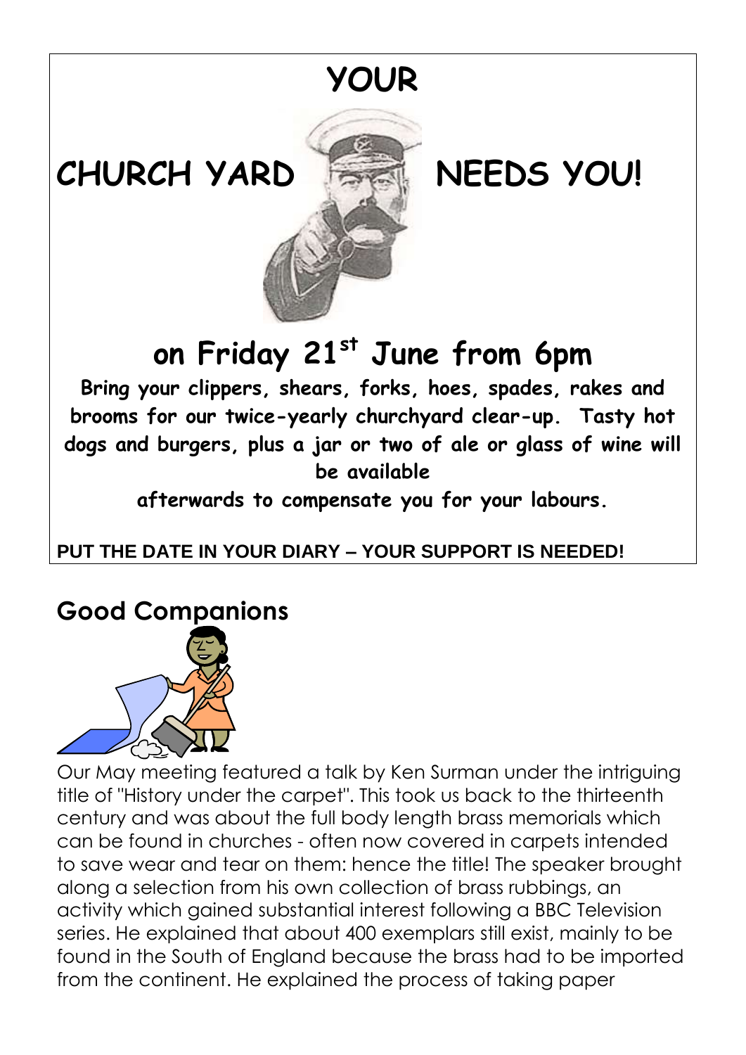# YOUR

# CHURCH YARD NEEDS YOU!

## on Friday 21st June from 6pm

**Bring your clippers, shears, forks, hoes, spades, rakes and brooms for our twice-yearly churchyard clear-up. Tasty hot dogs and burgers, plus a jar or two of ale or glass of wine will be available afterwards to compensate you for your labours.**

**PUT THE DATE IN YOUR DIARY – YOUR SUPPORT IS NEEDED!**

## Good Companions

Our May meeting featured a talk by Ken Surman under the intriguing title of "History under the carpet". This took us back to the thirteenth century and was about the full body length brass memorials which can be found in churches - often now covered in carpets intended to save wear and tear on them: hence the title! The speaker brought along a selection from his own collection of brass rubbings, an activity which gained substantial interest following a BBC Television series. He explained that about 400 exemplars still exist, mainly to be found in the South of England because the brass had to be imported from the continent. He explained the process of taking paper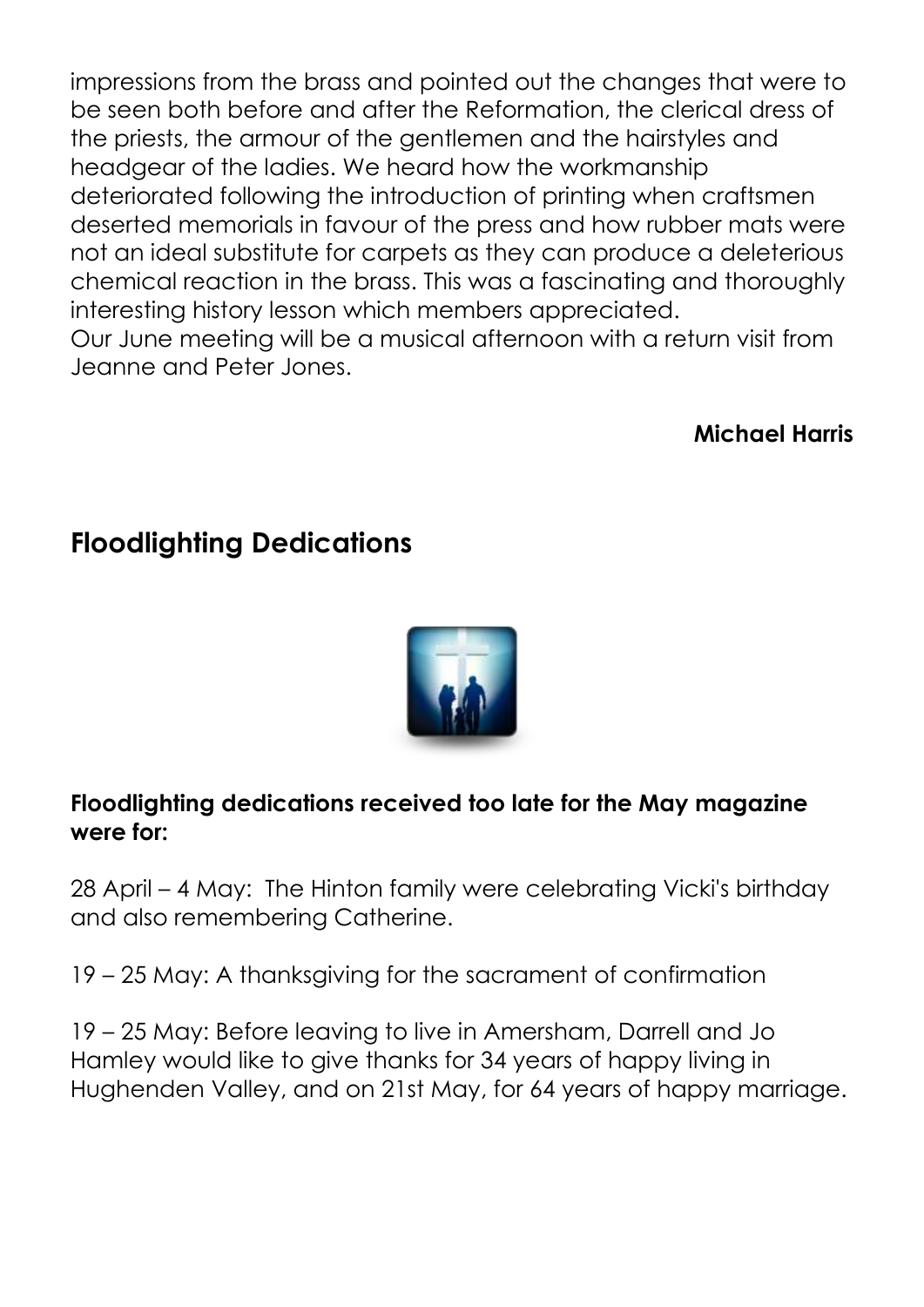impressions from the brass and pointed out the changes that were to be seen both before and after the Reformation, the clerical dress of the priests, the armour of the gentlemen and the hairstyles and headgear of the ladies. We heard how the workmanship deteriorated following the introduction of printing when craftsmen deserted memorials in favour of the press and how rubber mats were not an ideal substitute for carpets as they can produce a deleterious chemical reaction in the brass. This was a fascinating and thoroughly interesting history lesson which members appreciated.
Our June meeting will be a musical afternoon with a return visit from Jeanne and Peter Jones.

**Michael Harris**

## Floodlighting Dedications

**Floodlighting dedications received too late for the May magazine were for:**

28 April – 4 May: The Hinton family were celebrating Vicki's birthday and also remembering Catherine.

19 – 25 May: A thanksgiving for the sacrament of confirmation

19 – 25 May: Before leaving to live in Amersham, Darrell and Jo Hamley would like to give thanks for 34 years of happy living in Hughenden Valley, and on 21st May, for 64 years of happy marriage.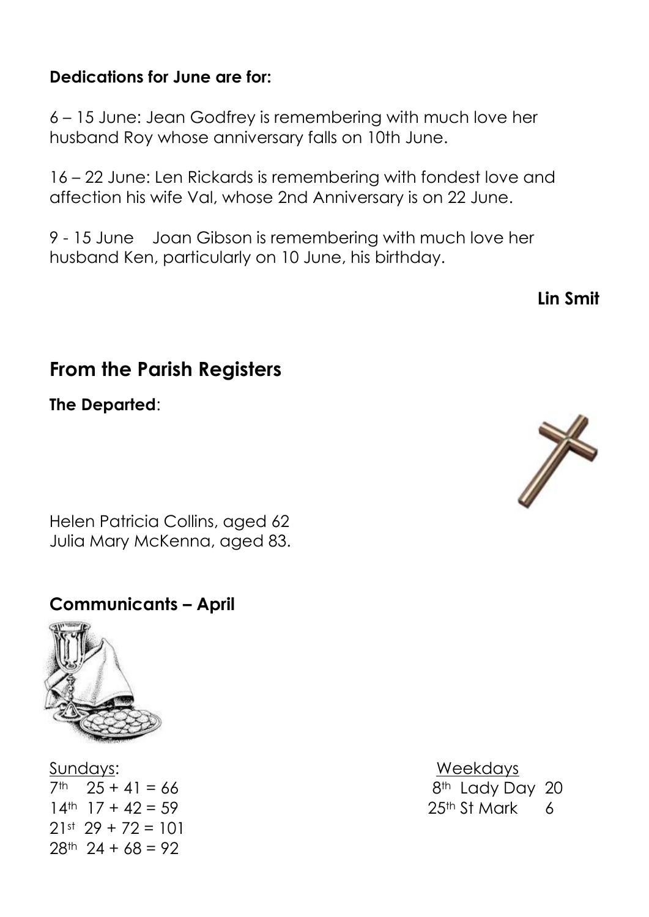**Dedications for June are for:**

6 – 15 June: Jean Godfrey is remembering with much love her husband Roy whose anniversary falls on 10th June.

16 – 22 June: Len Rickards is remembering with fondest love and affection his wife Val, whose 2nd Anniversary is on 22 June.

9 - 15 June Joan Gibson is remembering with much love her husband Ken, particularly on 10 June, his birthday.

**Lin Smit**

## From the Parish Registers

**The Departed**:

Helen Patricia Collins, aged 62
Julia Mary McKenna, aged 83.

### Communicants – April

Sundays:
7th 25 + 41 = 66
14th 17 + 42 = 59
21st 29 + 72 = 101
28th 24 + 68 = 92

Weekdays
8th Lady Day 20
25th St Mark 6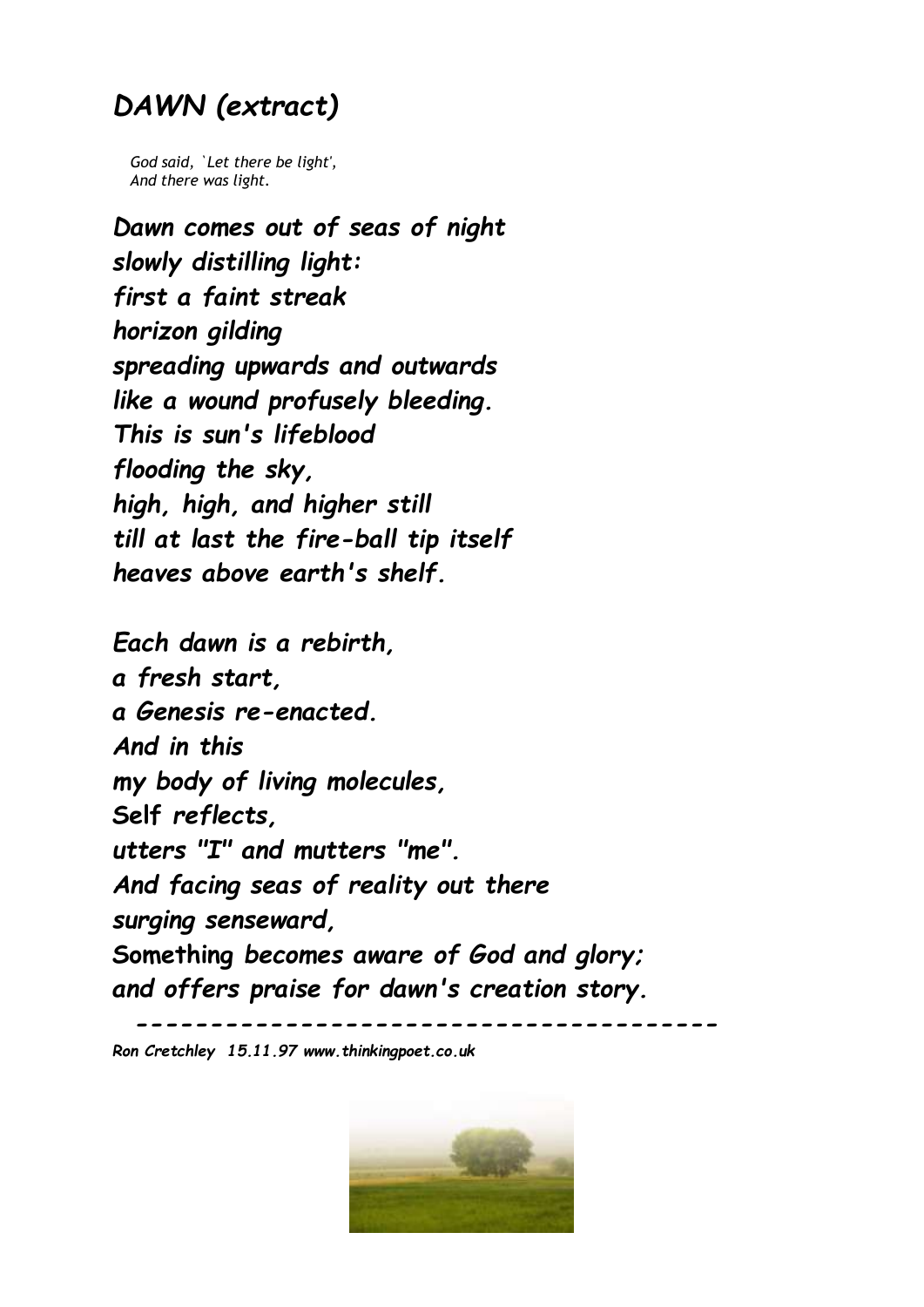# *DAWN (extract)*

*God said, `Let there be light',*
*And there was light.*

***Dawn comes out of seas of night***
***slowly distilling light:***
***first a faint streak***
***horizon gilding***
***spreading upwards and outwards***
***like a wound profusely bleeding.***
***This is sun's lifeblood***
***flooding the sky,***
***high, high, and higher still***
***till at last the fire-ball tip itself***
***heaves above earth's shelf.***

***Each dawn is a rebirth,***
***a fresh start,***
***a Genesis re-enacted.***
***And in this***
***my body of living molecules,***
***Self reflects,***
***utters "I" and mutters "me".***
***And facing seas of reality out there***
***surging senseward,***
***Something becomes aware of God and glory;***
***and offers praise for dawn's creation story.***

---

***Ron Cretchley 15.11.97 www.thinkingpoet.co.uk***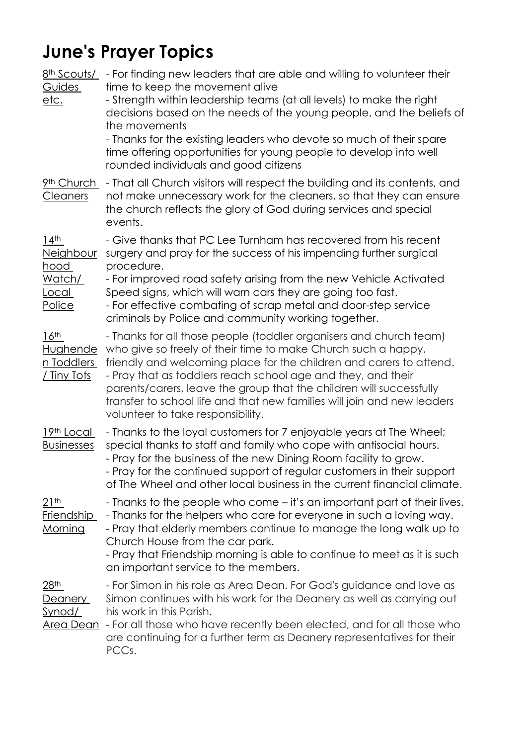# June's Prayer Topics

| | |
|---|---|
| 8th Scouts/ Guides etc. | - For finding new leaders that are able and willing to volunteer their time to keep the movement alive<br>- Strength within leadership teams (at all levels) to make the right decisions based on the needs of the young people, and the beliefs of the movements<br>- Thanks for the existing leaders who devote so much of their spare time offering opportunities for young people to develop into well rounded individuals and good citizens |
| 9th Church Cleaners | - That all Church visitors will respect the building and its contents, and not make unnecessary work for the cleaners, so that they can ensure the church reflects the glory of God during services and special events. |
| 14th Neighbourhood Watch/ Local Police | - Give thanks that PC Lee Turnham has recovered from his recent surgery and pray for the success of his impending further surgical procedure.<br>- For improved road safety arising from the new Vehicle Activated Speed signs, which will warn cars they are going too fast.<br>- For effective combating of scrap metal and door-step service criminals by Police and community working together. |
| 16th Hughenden Toddlers / Tiny Tots | - Thanks for all those people (toddler organisers and church team) who give so freely of their time to make Church such a happy, friendly and welcoming place for the children and carers to attend.<br>- Pray that as toddlers reach school age and they, and their parents/carers, leave the group that the children will successfully transfer to school life and that new families will join and new leaders volunteer to take responsibility. |
| 19th Local Businesses | - Thanks to the loyal customers for 7 enjoyable years at The Wheel; special thanks to staff and family who cope with antisocial hours.<br>- Pray for the business of the new Dining Room facility to grow.<br>- Pray for the continued support of regular customers in their support of The Wheel and other local business in the current financial climate. |
| 21th Friendship Morning | - Thanks to the people who come – it's an important part of their lives.<br>- Thanks for the helpers who care for everyone in such a loving way.<br>- Pray that elderly members continue to manage the long walk up to Church House from the car park.<br>- Pray that Friendship morning is able to continue to meet as it is such an important service to the members. |
| 28th Deanery Synod/ Area Dean | - For Simon in his role as Area Dean. For God's guidance and love as Simon continues with his work for the Deanery as well as carrying out his work in this Parish.<br>- For all those who have recently been elected, and for all those who are continuing for a further term as Deanery representatives for their PCCs. |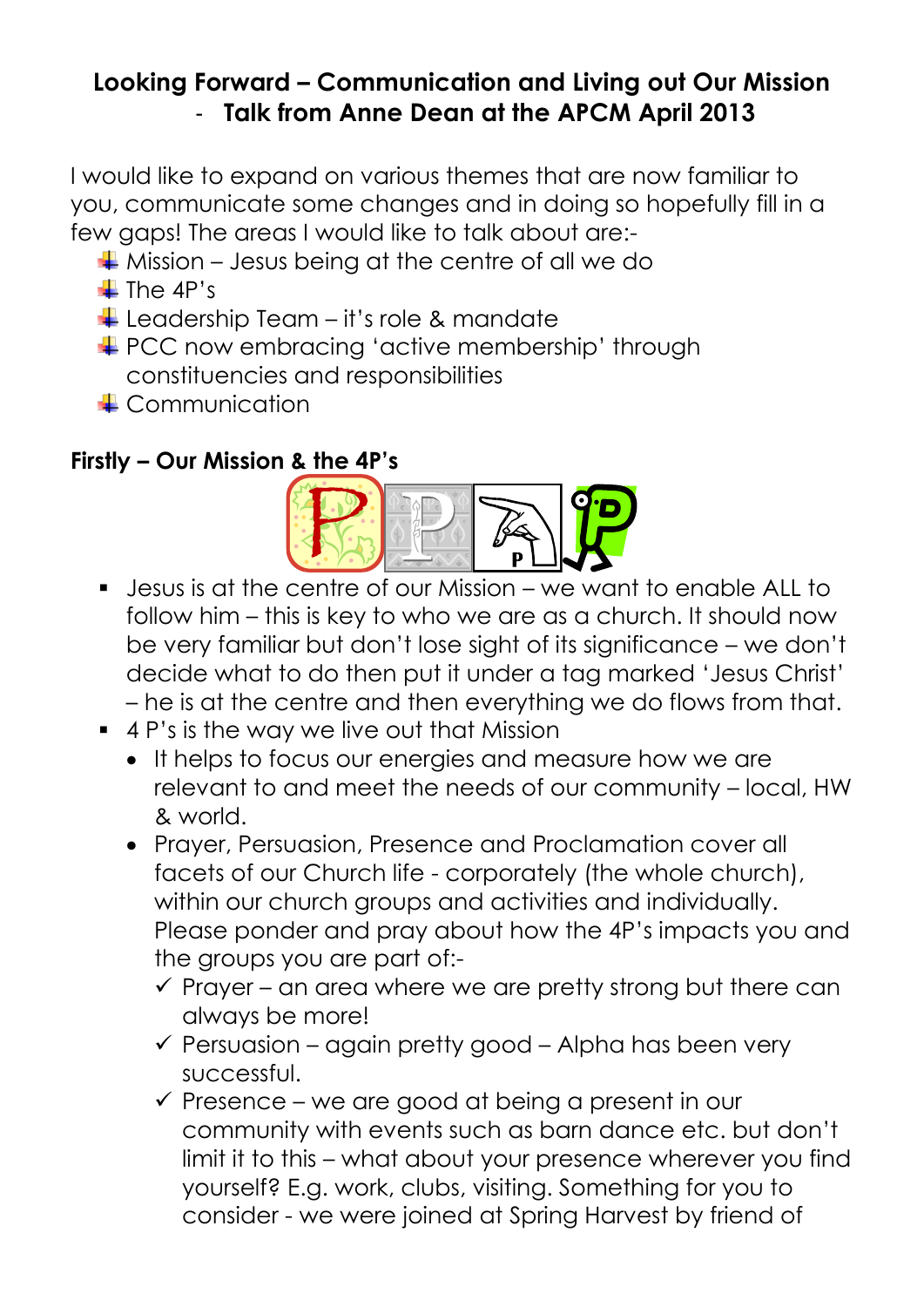## Looking Forward – Communication and Living out Our Mission - Talk from Anne Dean at the APCM April 2013

I would like to expand on various themes that are now familiar to you, communicate some changes and in doing so hopefully fill in a few gaps! The areas I would like to talk about are:-

- Mission – Jesus being at the centre of all we do
- The 4P's
- Leadership Team – it's role & mandate
- PCC now embracing 'active membership' through constituencies and responsibilities
- Communication

**Firstly – Our Mission & the 4P's**

- Jesus is at the centre of our Mission – we want to enable ALL to follow him – this is key to who we are as a church. It should now be very familiar but don't lose sight of its significance – we don't decide what to do then put it under a tag marked 'Jesus Christ' – he is at the centre and then everything we do flows from that.
- 4 P's is the way we live out that Mission
  - It helps to focus our energies and measure how we are relevant to and meet the needs of our community – local, HW & world.
  - Prayer, Persuasion, Presence and Proclamation cover all facets of our Church life - corporately (the whole church), within our church groups and activities and individually. Please ponder and pray about how the 4P's impacts you and the groups you are part of:-
    - ✓ Prayer – an area where we are pretty strong but there can always be more!
    - ✓ Persuasion – again pretty good – Alpha has been very successful.
    - ✓ Presence – we are good at being a present in our community with events such as barn dance etc. but don't limit it to this – what about your presence wherever you find yourself? E.g. work, clubs, visiting. Something for you to consider - we were joined at Spring Harvest by friend of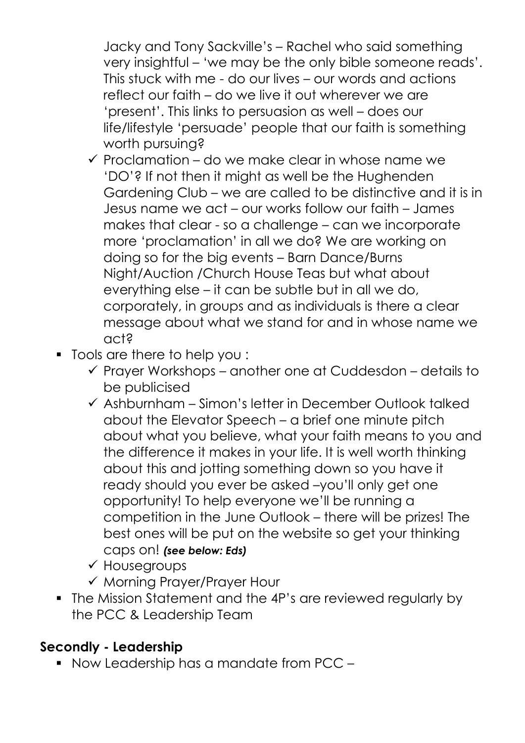Jacky and Tony Sackville's – Rachel who said something very insightful – 'we may be the only bible someone reads'. This stuck with me - do our lives – our words and actions reflect our faith – do we live it out wherever we are 'present'. This links to persuasion as well – does our life/lifestyle 'persuade' people that our faith is something worth pursuing?

  - ✓ Proclamation – do we make clear in whose name we 'DO'? If not then it might as well be the Hughenden Gardening Club – we are called to be distinctive and it is in Jesus name we act – our works follow our faith – James makes that clear - so a challenge – can we incorporate more 'proclamation' in all we do? We are working on doing so for the big events – Barn Dance/Burns Night/Auction /Church House Teas but what about everything else – it can be subtle but in all we do, corporately, in groups and as individuals is there a clear message about what we stand for and in whose name we act?

- Tools are there to help you :
  - ✓ Prayer Workshops – another one at Cuddesdon – details to be publicised
  - ✓ Ashburnham – Simon's letter in December Outlook talked about the Elevator Speech – a brief one minute pitch about what you believe, what your faith means to you and the difference it makes in your life. It is well worth thinking about this and jotting something down so you have it ready should you ever be asked –you'll only get one opportunity! To help everyone we'll be running a competition in the June Outlook – there will be prizes! The best ones will be put on the website so get your thinking caps on! ***(see below: Eds)***
  - ✓ Housegroups
  - ✓ Morning Prayer/Prayer Hour
- The Mission Statement and the 4P's are reviewed regularly by the PCC & Leadership Team

**Secondly - Leadership**

- Now Leadership has a mandate from PCC –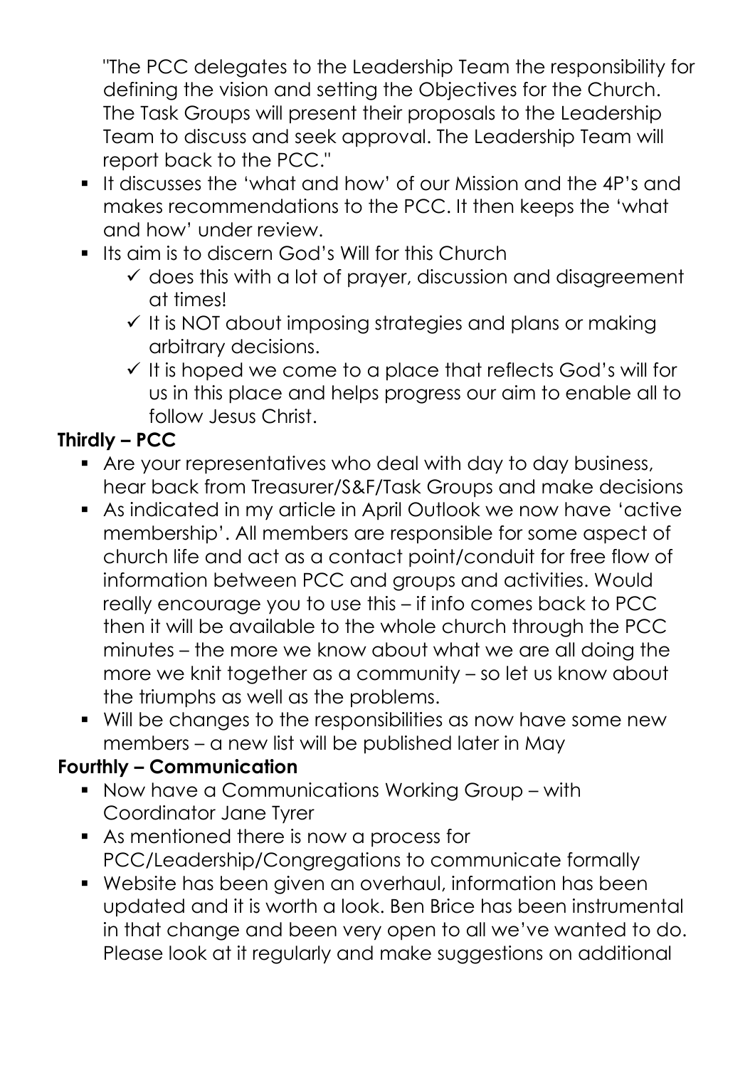"The PCC delegates to the Leadership Team the responsibility for defining the vision and setting the Objectives for the Church. The Task Groups will present their proposals to the Leadership Team to discuss and seek approval. The Leadership Team will report back to the PCC."

- It discusses the 'what and how' of our Mission and the 4P's and makes recommendations to the PCC. It then keeps the 'what and how' under review.
- Its aim is to discern God's Will for this Church
  - ✓ does this with a lot of prayer, discussion and disagreement at times!
  - ✓ It is NOT about imposing strategies and plans or making arbitrary decisions.
  - ✓ It is hoped we come to a place that reflects God's will for us in this place and helps progress our aim to enable all to follow Jesus Christ.

**Thirdly – PCC**

- Are your representatives who deal with day to day business, hear back from Treasurer/S&F/Task Groups and make decisions
- As indicated in my article in April Outlook we now have 'active membership'. All members are responsible for some aspect of church life and act as a contact point/conduit for free flow of information between PCC and groups and activities. Would really encourage you to use this – if info comes back to PCC then it will be available to the whole church through the PCC minutes – the more we know about what we are all doing the more we knit together as a community – so let us know about the triumphs as well as the problems.
- Will be changes to the responsibilities as now have some new members – a new list will be published later in May

**Fourthly – Communication**

- Now have a Communications Working Group – with Coordinator Jane Tyrer
- As mentioned there is now a process for PCC/Leadership/Congregations to communicate formally
- Website has been given an overhaul, information has been updated and it is worth a look. Ben Brice has been instrumental in that change and been very open to all we've wanted to do. Please look at it regularly and make suggestions on additional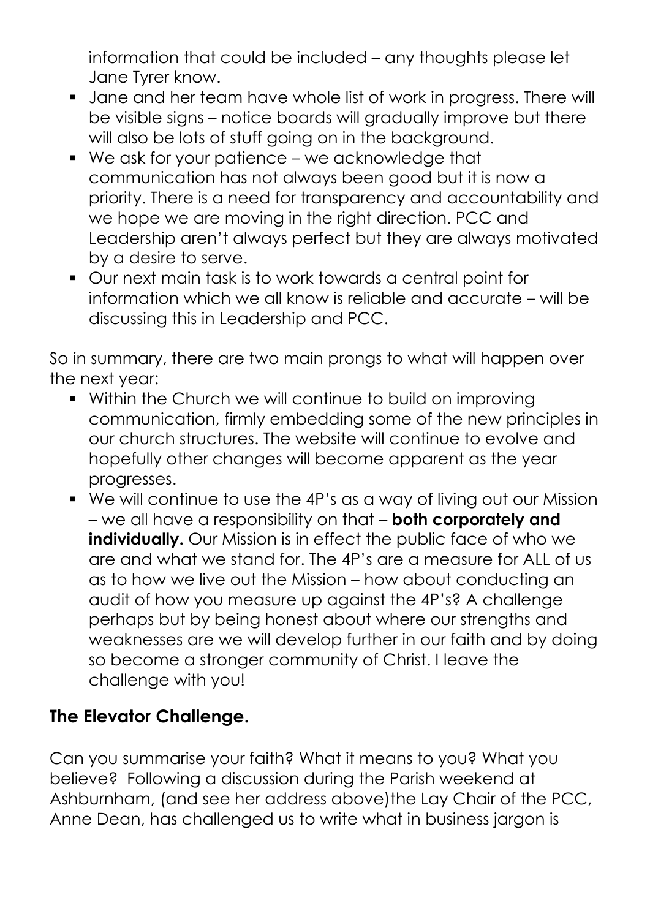information that could be included – any thoughts please let Jane Tyrer know.

- Jane and her team have whole list of work in progress. There will be visible signs – notice boards will gradually improve but there will also be lots of stuff going on in the background.
- We ask for your patience – we acknowledge that communication has not always been good but it is now a priority. There is a need for transparency and accountability and we hope we are moving in the right direction. PCC and Leadership aren't always perfect but they are always motivated by a desire to serve.
- Our next main task is to work towards a central point for information which we all know is reliable and accurate – will be discussing this in Leadership and PCC.

So in summary, there are two main prongs to what will happen over the next year:

- Within the Church we will continue to build on improving communication, firmly embedding some of the new principles in our church structures. The website will continue to evolve and hopefully other changes will become apparent as the year progresses.
- We will continue to use the 4P's as a way of living out our Mission – we all have a responsibility on that – **both corporately and individually.** Our Mission is in effect the public face of who we are and what we stand for. The 4P's are a measure for ALL of us as to how we live out the Mission – how about conducting an audit of how you measure up against the 4P's? A challenge perhaps but by being honest about where our strengths and weaknesses are we will develop further in our faith and by doing so become a stronger community of Christ. I leave the challenge with you!

## The Elevator Challenge.

Can you summarise your faith? What it means to you? What you believe? Following a discussion during the Parish weekend at Ashburnham, (and see her address above)the Lay Chair of the PCC, Anne Dean, has challenged us to write what in business jargon is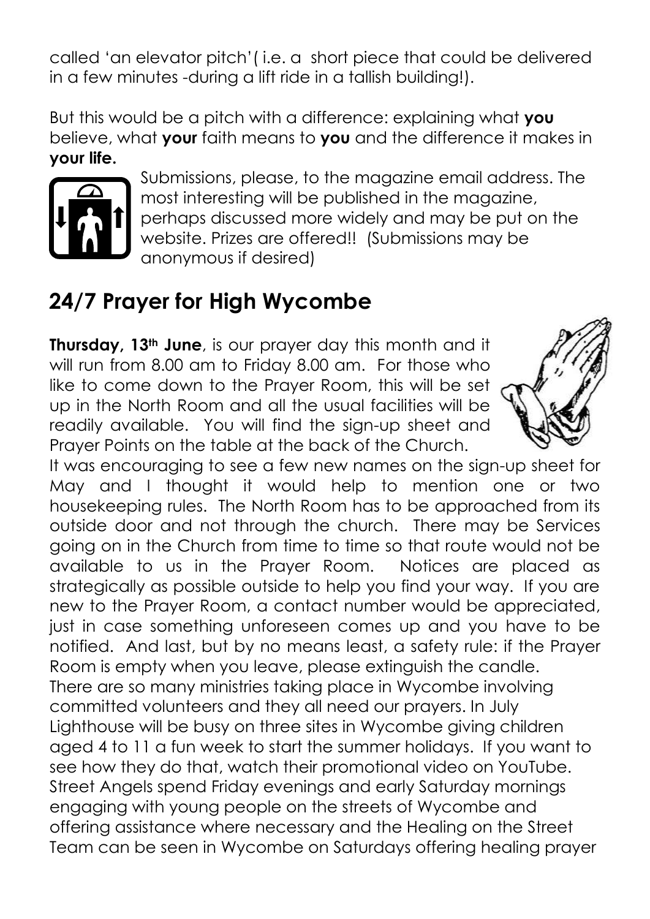called 'an elevator pitch'( i.e. a short piece that could be delivered in a few minutes -during a lift ride in a tallish building!).

But this would be a pitch with a difference: explaining what **you** believe, what **your** faith means to **you** and the difference it makes in **your life.**

Submissions, please, to the magazine email address. The most interesting will be published in the magazine, perhaps discussed more widely and may be put on the website. Prizes are offered!! (Submissions may be anonymous if desired)

## 24/7 Prayer for High Wycombe

**Thursday, 13th June**, is our prayer day this month and it will run from 8.00 am to Friday 8.00 am. For those who like to come down to the Prayer Room, this will be set up in the North Room and all the usual facilities will be readily available. You will find the sign-up sheet and Prayer Points on the table at the back of the Church.

It was encouraging to see a few new names on the sign-up sheet for May and I thought it would help to mention one or two housekeeping rules. The North Room has to be approached from its outside door and not through the church. There may be Services going on in the Church from time to time so that route would not be available to us in the Prayer Room. Notices are placed as strategically as possible outside to help you find your way. If you are new to the Prayer Room, a contact number would be appreciated, just in case something unforeseen comes up and you have to be notified. And last, but by no means least, a safety rule: if the Prayer Room is empty when you leave, please extinguish the candle.

There are so many ministries taking place in Wycombe involving committed volunteers and they all need our prayers. In July Lighthouse will be busy on three sites in Wycombe giving children aged 4 to 11 a fun week to start the summer holidays. If you want to see how they do that, watch their promotional video on YouTube. Street Angels spend Friday evenings and early Saturday mornings engaging with young people on the streets of Wycombe and offering assistance where necessary and the Healing on the Street Team can be seen in Wycombe on Saturdays offering healing prayer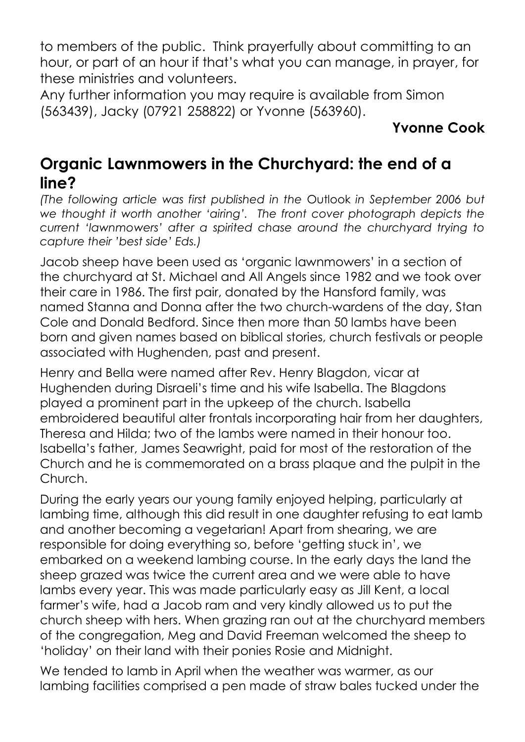to members of the public. Think prayerfully about committing to an hour, or part of an hour if that's what you can manage, in prayer, for these ministries and volunteers.

Any further information you may require is available from Simon (563439), Jacky (07921 258822) or Yvonne (563960).

**Yvonne Cook**

## Organic Lawnmowers in the Churchyard: the end of a line?

*(The following article was first published in the* Outlook *in September 2006 but we thought it worth another 'airing'. The front cover photograph depicts the current 'lawnmowers' after a spirited chase around the churchyard trying to capture their 'best side' Eds.)*

Jacob sheep have been used as 'organic lawnmowers' in a section of the churchyard at St. Michael and All Angels since 1982 and we took over their care in 1986. The first pair, donated by the Hansford family, was named Stanna and Donna after the two church-wardens of the day, Stan Cole and Donald Bedford. Since then more than 50 lambs have been born and given names based on biblical stories, church festivals or people associated with Hughenden, past and present.

Henry and Bella were named after Rev. Henry Blagdon, vicar at Hughenden during Disraeli's time and his wife Isabella. The Blagdons played a prominent part in the upkeep of the church. Isabella embroidered beautiful alter frontals incorporating hair from her daughters, Theresa and Hilda; two of the lambs were named in their honour too. Isabella's father, James Seawright, paid for most of the restoration of the Church and he is commemorated on a brass plaque and the pulpit in the Church.

During the early years our young family enjoyed helping, particularly at lambing time, although this did result in one daughter refusing to eat lamb and another becoming a vegetarian! Apart from shearing, we are responsible for doing everything so, before 'getting stuck in', we embarked on a weekend lambing course. In the early days the land the sheep grazed was twice the current area and we were able to have lambs every year. This was made particularly easy as Jill Kent, a local farmer's wife, had a Jacob ram and very kindly allowed us to put the church sheep with hers. When grazing ran out at the churchyard members of the congregation, Meg and David Freeman welcomed the sheep to 'holiday' on their land with their ponies Rosie and Midnight.

We tended to lamb in April when the weather was warmer, as our lambing facilities comprised a pen made of straw bales tucked under the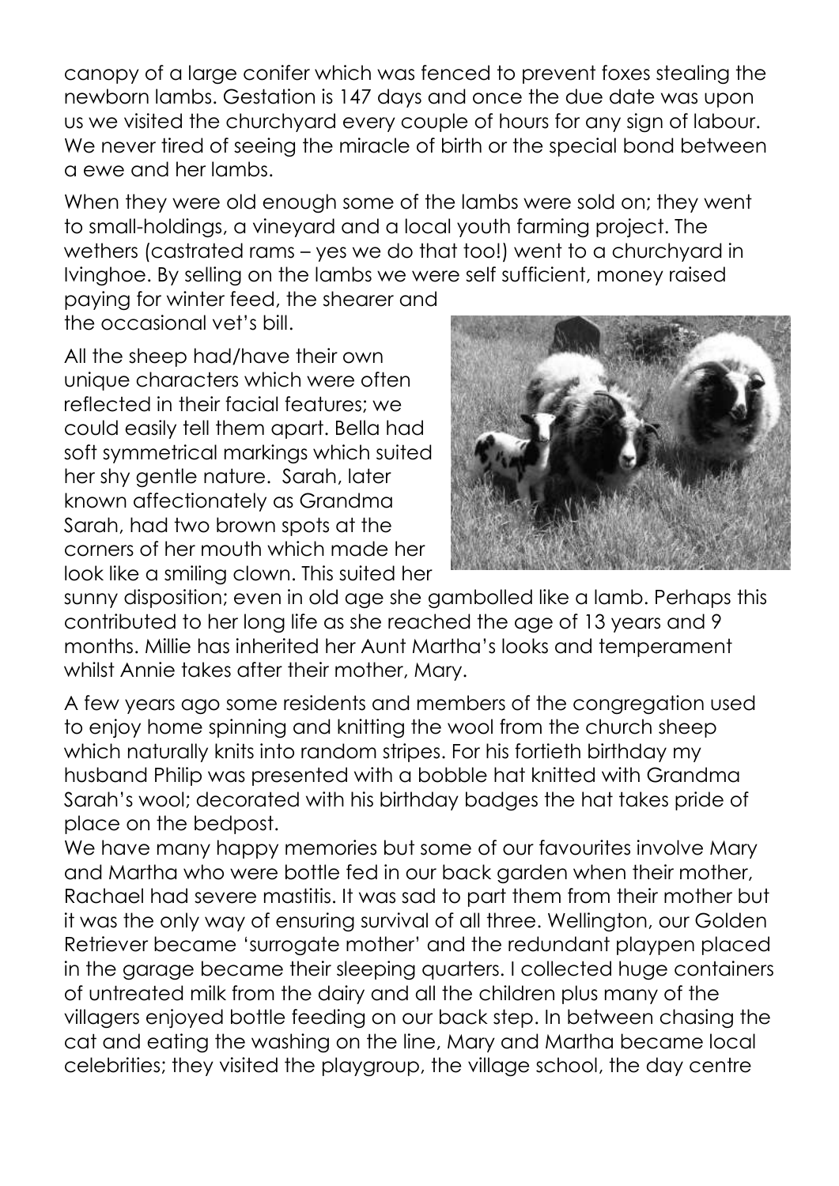canopy of a large conifer which was fenced to prevent foxes stealing the newborn lambs. Gestation is 147 days and once the due date was upon us we visited the churchyard every couple of hours for any sign of labour. We never tired of seeing the miracle of birth or the special bond between a ewe and her lambs.

When they were old enough some of the lambs were sold on; they went to small-holdings, a vineyard and a local youth farming project. The wethers (castrated rams – yes we do that too!) went to a churchyard in Ivinghoe. By selling on the lambs we were self sufficient, money raised paying for winter feed, the shearer and the occasional vet's bill.

All the sheep had/have their own unique characters which were often reflected in their facial features; we could easily tell them apart. Bella had soft symmetrical markings which suited her shy gentle nature. Sarah, later known affectionately as Grandma Sarah, had two brown spots at the corners of her mouth which made her look like a smiling clown. This suited her sunny disposition; even in old age she gambolled like a lamb. Perhaps this contributed to her long life as she reached the age of 13 years and 9 months. Millie has inherited her Aunt Martha's looks and temperament whilst Annie takes after their mother, Mary.

A few years ago some residents and members of the congregation used to enjoy home spinning and knitting the wool from the church sheep which naturally knits into random stripes. For his fortieth birthday my husband Philip was presented with a bobble hat knitted with Grandma Sarah's wool; decorated with his birthday badges the hat takes pride of place on the bedpost.

We have many happy memories but some of our favourites involve Mary and Martha who were bottle fed in our back garden when their mother, Rachael had severe mastitis. It was sad to part them from their mother but it was the only way of ensuring survival of all three. Wellington, our Golden Retriever became 'surrogate mother' and the redundant playpen placed in the garage became their sleeping quarters. I collected huge containers of untreated milk from the dairy and all the children plus many of the villagers enjoyed bottle feeding on our back step. In between chasing the cat and eating the washing on the line, Mary and Martha became local celebrities; they visited the playgroup, the village school, the day centre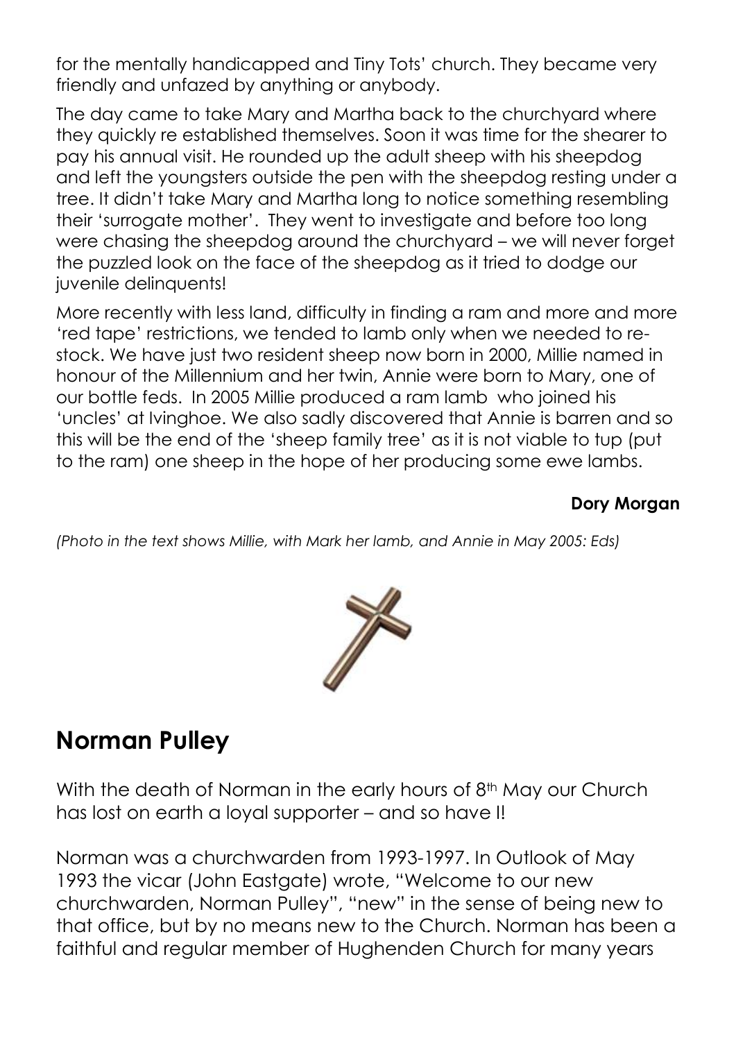for the mentally handicapped and Tiny Tots' church. They became very friendly and unfazed by anything or anybody.

The day came to take Mary and Martha back to the churchyard where they quickly re established themselves. Soon it was time for the shearer to pay his annual visit. He rounded up the adult sheep with his sheepdog and left the youngsters outside the pen with the sheepdog resting under a tree. It didn't take Mary and Martha long to notice something resembling their 'surrogate mother'. They went to investigate and before too long were chasing the sheepdog around the churchyard – we will never forget the puzzled look on the face of the sheepdog as it tried to dodge our juvenile delinquents!

More recently with less land, difficulty in finding a ram and more and more 'red tape' restrictions, we tended to lamb only when we needed to re-stock. We have just two resident sheep now born in 2000, Millie named in honour of the Millennium and her twin, Annie were born to Mary, one of our bottle feds. In 2005 Millie produced a ram lamb who joined his 'uncles' at Ivinghoe. We also sadly discovered that Annie is barren and so this will be the end of the 'sheep family tree' as it is not viable to tup (put to the ram) one sheep in the hope of her producing some ewe lambs.

**Dory Morgan**

*(Photo in the text shows Millie, with Mark her lamb, and Annie in May 2005: Eds)*

## Norman Pulley

With the death of Norman in the early hours of 8th May our Church has lost on earth a loyal supporter – and so have I!

Norman was a churchwarden from 1993-1997. In Outlook of May 1993 the vicar (John Eastgate) wrote, "Welcome to our new churchwarden, Norman Pulley", "new" in the sense of being new to that office, but by no means new to the Church. Norman has been a faithful and regular member of Hughenden Church for many years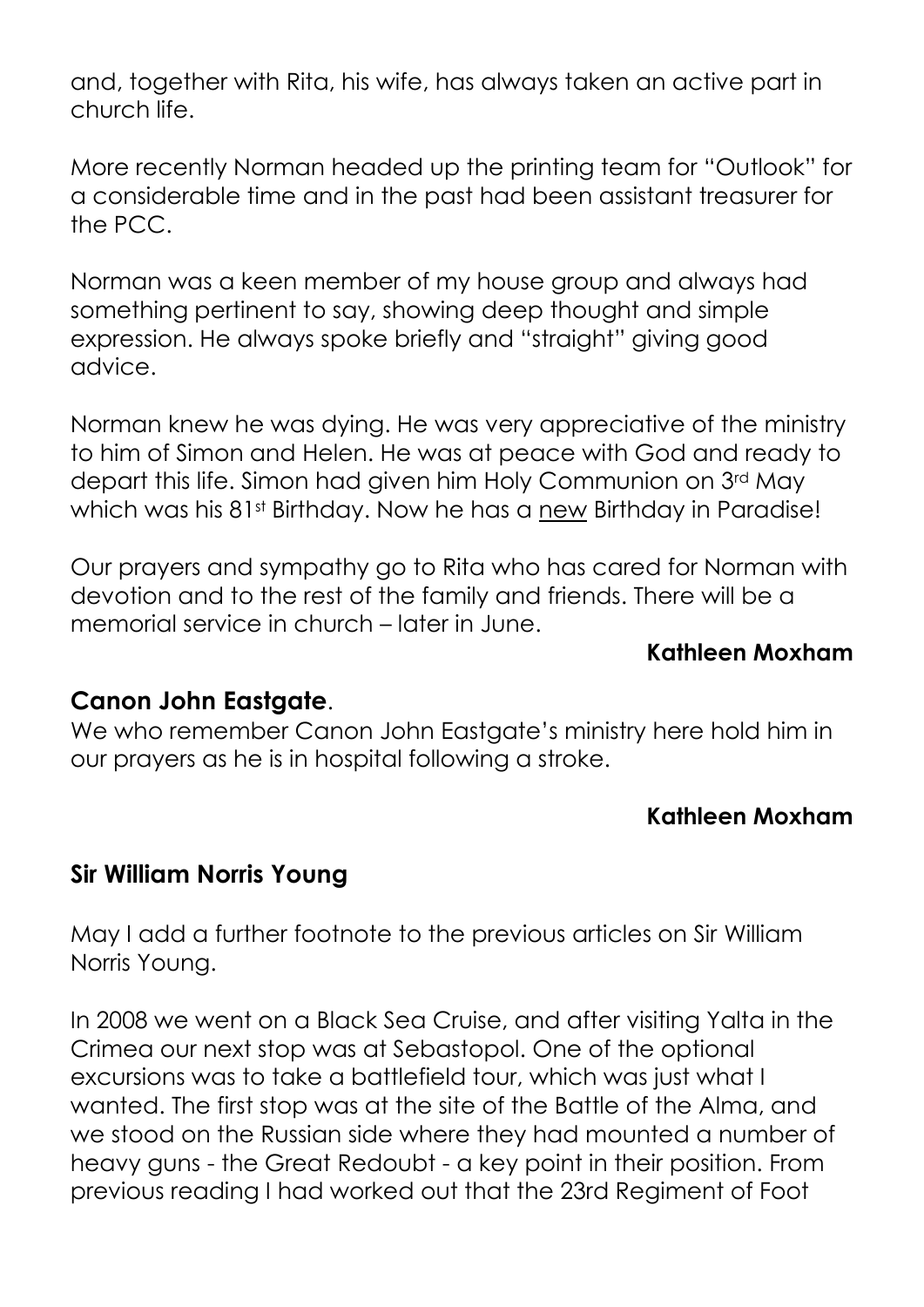and, together with Rita, his wife, has always taken an active part in church life.

More recently Norman headed up the printing team for "Outlook" for a considerable time and in the past had been assistant treasurer for the PCC.

Norman was a keen member of my house group and always had something pertinent to say, showing deep thought and simple expression. He always spoke briefly and "straight" giving good advice.

Norman knew he was dying. He was very appreciative of the ministry to him of Simon and Helen. He was at peace with God and ready to depart this life. Simon had given him Holy Communion on 3rd May which was his 81st Birthday. Now he has a <u>new</u> Birthday in Paradise!

Our prayers and sympathy go to Rita who has cared for Norman with devotion and to the rest of the family and friends. There will be a memorial service in church – later in June.

**Kathleen Moxham**

**Canon John Eastgate**.

We who remember Canon John Eastgate's ministry here hold him in our prayers as he is in hospital following a stroke.

**Kathleen Moxham**

**Sir William Norris Young**

May I add a further footnote to the previous articles on Sir William Norris Young.

In 2008 we went on a Black Sea Cruise, and after visiting Yalta in the Crimea our next stop was at Sebastopol. One of the optional excursions was to take a battlefield tour, which was just what I wanted. The first stop was at the site of the Battle of the Alma, and we stood on the Russian side where they had mounted a number of heavy guns - the Great Redoubt - a key point in their position. From previous reading I had worked out that the 23rd Regiment of Foot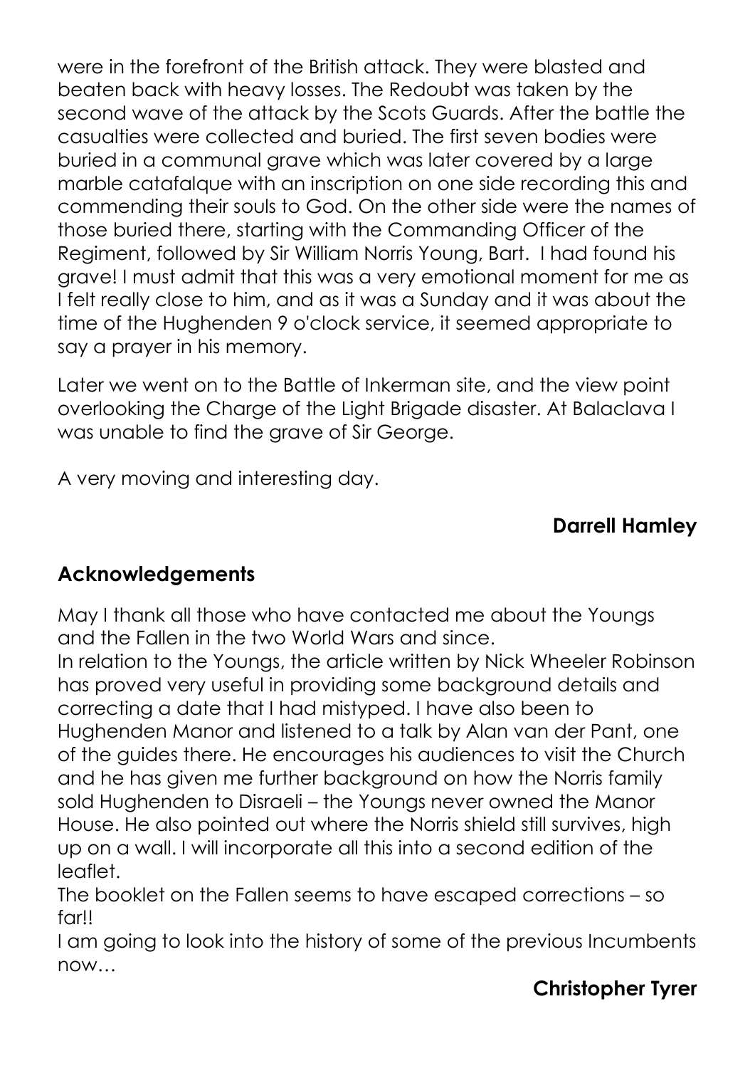were in the forefront of the British attack. They were blasted and beaten back with heavy losses. The Redoubt was taken by the second wave of the attack by the Scots Guards. After the battle the casualties were collected and buried. The first seven bodies were buried in a communal grave which was later covered by a large marble catafalque with an inscription on one side recording this and commending their souls to God. On the other side were the names of those buried there, starting with the Commanding Officer of the Regiment, followed by Sir William Norris Young, Bart. I had found his grave! I must admit that this was a very emotional moment for me as I felt really close to him, and as it was a Sunday and it was about the time of the Hughenden 9 o'clock service, it seemed appropriate to say a prayer in his memory.

Later we went on to the Battle of Inkerman site, and the view point overlooking the Charge of the Light Brigade disaster. At Balaclava I was unable to find the grave of Sir George.

A very moving and interesting day.

**Darrell Hamley**

## Acknowledgements

May I thank all those who have contacted me about the Youngs and the Fallen in the two World Wars and since.

In relation to the Youngs, the article written by Nick Wheeler Robinson has proved very useful in providing some background details and correcting a date that I had mistyped. I have also been to Hughenden Manor and listened to a talk by Alan van der Pant, one of the guides there. He encourages his audiences to visit the Church and he has given me further background on how the Norris family sold Hughenden to Disraeli – the Youngs never owned the Manor House. He also pointed out where the Norris shield still survives, high up on a wall. I will incorporate all this into a second edition of the leaflet.

The booklet on the Fallen seems to have escaped corrections – so far!!

I am going to look into the history of some of the previous Incumbents now…

**Christopher Tyrer**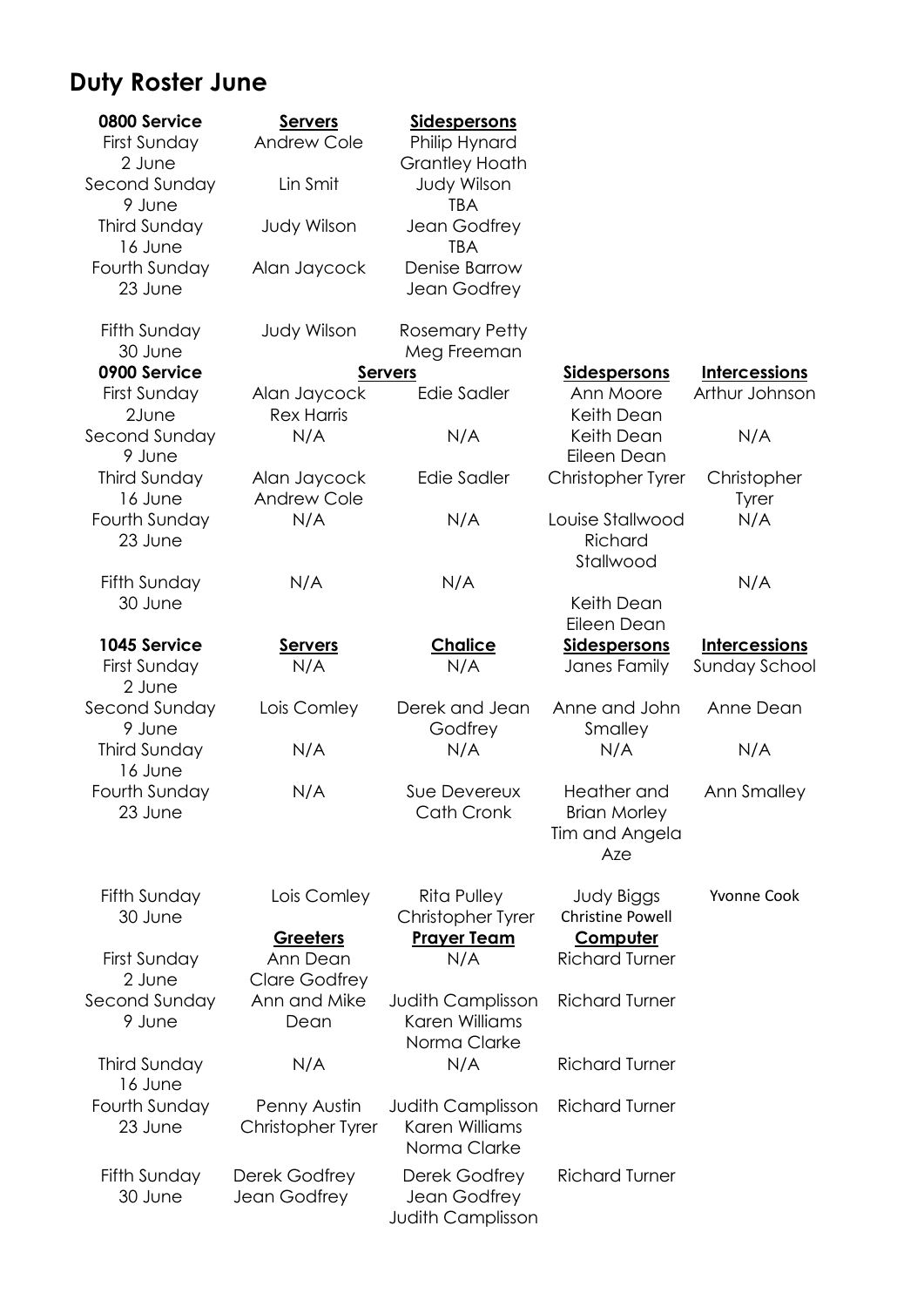## Duty Roster June

| 0800 Service | Servers | Sidespersons |
|---|---|---|
| First Sunday 2 June | Andrew Cole | Philip Hynard Grantley Hoath |
| Second Sunday 9 June | Lin Smit | Judy Wilson TBA |
| Third Sunday 16 June | Judy Wilson | Jean Godfrey TBA |
| Fourth Sunday 23 June | Alan Jaycock | Denise Barrow Jean Godfrey |
| Fifth Sunday 30 June | Judy Wilson | Rosemary Petty Meg Freeman |

| 0900 Service | Servers | | Sidespersons | Intercessions |
|---|---|---|---|---|
| First Sunday 2June | Alan Jaycock Rex Harris | Edie Sadler | Ann Moore Keith Dean | Arthur Johnson |
| Second Sunday 9 June | N/A | N/A | Keith Dean Eileen Dean | N/A |
| Third Sunday 16 June | Alan Jaycock Andrew Cole | Edie Sadler | Christopher Tyrer | Christopher Tyrer |
| Fourth Sunday 23 June | N/A | N/A | Louise Stallwood Richard Stallwood | N/A |
| Fifth Sunday 30 June | N/A | N/A | Keith Dean Eileen Dean | N/A |

| 1045 Service | Servers | Chalice | Sidespersons | Intercessions |
|---|---|---|---|---|
| First Sunday 2 June | N/A | N/A | Janes Family | Sunday School |
| Second Sunday 9 June | Lois Comley | Derek and Jean Godfrey | Anne and John Smalley | Anne Dean |
| Third Sunday 16 June | N/A | N/A | N/A | N/A |
| Fourth Sunday 23 June | N/A | Sue Devereux Cath Cronk | Heather and Brian Morley Tim and Angela Aze | Ann Smalley |
| Fifth Sunday 30 June | Lois Comley | Rita Pulley Christopher Tyrer | Judy Biggs Christine Powell | Yvonne Cook |

| | Greeters | Prayer Team | Computer |
|---|---|---|---|
| First Sunday 2 June | Ann Dean Clare Godfrey | N/A | Richard Turner |
| Second Sunday 9 June | Ann and Mike Dean | Judith Camplisson Karen Williams Norma Clarke | Richard Turner |
| Third Sunday 16 June | N/A | N/A | Richard Turner |
| Fourth Sunday 23 June | Penny Austin Christopher Tyrer | Judith Camplisson Karen Williams Norma Clarke | Richard Turner |
| Fifth Sunday 30 June | Derek Godfrey Jean Godfrey | Derek Godfrey Jean Godfrey Judith Camplisson | Richard Turner |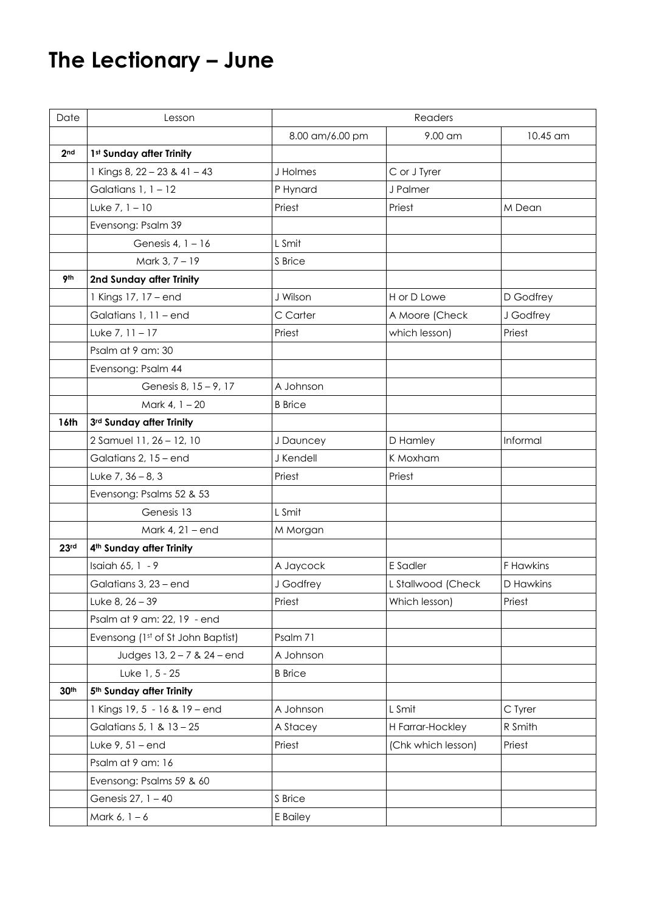# The Lectionary – June

| Date | Lesson | Readers | | |
|---|---|---|---|---|
| | | 8.00 am/6.00 pm | 9.00 am | 10.45 am |
| **2nd** | **1st Sunday after Trinity** | | | |
| | 1 Kings 8, 22 – 23 & 41 – 43 | J Holmes | C or J Tyrer | |
| | Galatians 1, 1 – 12 | P Hynard | J Palmer | |
| | Luke 7, 1 – 10 | Priest | Priest | M Dean |
| | Evensong: Psalm 39 | | | |
| | Genesis 4, 1 – 16 | L Smit | | |
| | Mark 3, 7 – 19 | S Brice | | |
| **9th** | **2nd Sunday after Trinity** | | | |
| | 1 Kings 17, 17 – end | J Wilson | H or D Lowe | D Godfrey |
| | Galatians 1, 11 – end | C Carter | A Moore (Check | J Godfrey |
| | Luke 7, 11 – 17 | Priest | which lesson) | Priest |
| | Psalm at 9 am: 30 | | | |
| | Evensong: Psalm 44 | | | |
| | Genesis 8, 15 – 9, 17 | A Johnson | | |
| | Mark 4, 1 – 20 | B Brice | | |
| **16th** | **3rd Sunday after Trinity** | | | |
| | 2 Samuel 11, 26 – 12, 10 | J Dauncey | D Hamley | Informal |
| | Galatians 2, 15 – end | J Kendell | K Moxham | |
| | Luke 7, 36 – 8, 3 | Priest | Priest | |
| | Evensong: Psalms 52 & 53 | | | |
| | Genesis 13 | L Smit | | |
| | Mark 4, 21 – end | M Morgan | | |
| **23rd** | **4th Sunday after Trinity** | | | |
| | Isaiah 65, 1 - 9 | A Jaycock | E Sadler | F Hawkins |
| | Galatians 3, 23 – end | J Godfrey | L Stallwood (Check | D Hawkins |
| | Luke 8, 26 – 39 | Priest | Which lesson) | Priest |
| | Psalm at 9 am: 22, 19 - end | | | |
| | Evensong (1st of St John Baptist) | Psalm 71 | | |
| | Judges 13, 2 – 7 & 24 – end | A Johnson | | |
| | Luke 1, 5 - 25 | B Brice | | |
| **30th** | **5th Sunday after Trinity** | | | |
| | 1 Kings 19, 5 - 16 & 19 – end | A Johnson | L Smit | C Tyrer |
| | Galatians 5, 1 & 13 – 25 | A Stacey | H Farrar-Hockley | R Smith |
| | Luke 9, 51 – end | Priest | (Chk which lesson) | Priest |
| | Psalm at 9 am: 16 | | | |
| | Evensong: Psalms 59 & 60 | | | |
| | Genesis 27, 1 – 40 | S Brice | | |
| | Mark 6, 1 – 6 | E Bailey | | |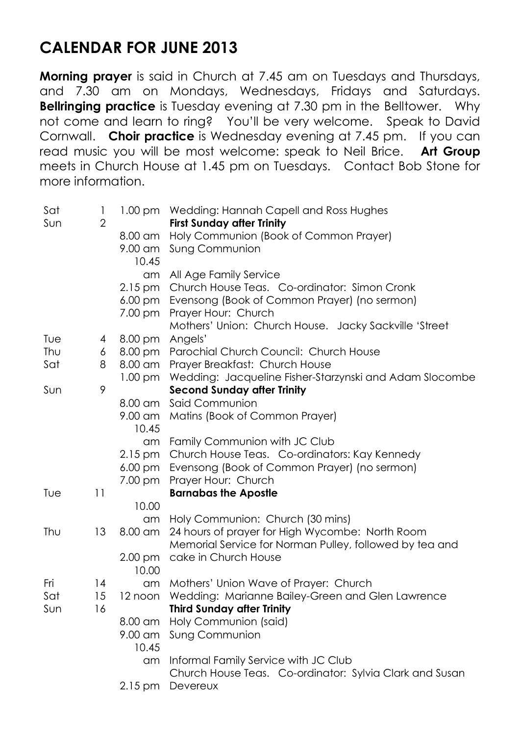# CALENDAR FOR JUNE 2013

**Morning prayer** is said in Church at 7.45 am on Tuesdays and Thursdays, and 7.30 am on Mondays, Wednesdays, Fridays and Saturdays. **Bellringing practice** is Tuesday evening at 7.30 pm in the Belltower. Why not come and learn to ring? You'll be very welcome. Speak to David Cornwall. **Choir practice** is Wednesday evening at 7.45 pm. If you can read music you will be most welcome: speak to Neil Brice. **Art Group** meets in Church House at 1.45 pm on Tuesdays. Contact Bob Stone for more information.

| | | | |
|---|---|---|---|
| Sat | 1 | 1.00 pm | Wedding: Hannah Capell and Ross Hughes |
| Sun | 2 | | **First Sunday after Trinity** |
| | | 8.00 am | Holy Communion (Book of Common Prayer) |
| | | 9.00 am | Sung Communion |
| | | 10.45 am | All Age Family Service |
| | | 2.15 pm | Church House Teas. Co-ordinator: Simon Cronk |
| | | 6.00 pm | Evensong (Book of Common Prayer) (no sermon) |
| | | 7.00 pm | Prayer Hour: Church |
| Tue | 4 | 8.00 pm | Mothers' Union: Church House. Jacky Sackville 'Street Angels' |
| Thu | 6 | 8.00 pm | Parochial Church Council: Church House |
| Sat | 8 | 8.00 am | Prayer Breakfast: Church House |
| | | 1.00 pm | Wedding: Jacqueline Fisher-Starzynski and Adam Slocombe |
| Sun | 9 | | **Second Sunday after Trinity** |
| | | 8.00 am | Said Communion |
| | | 9.00 am | Matins (Book of Common Prayer) |
| | | 10.45 am | Family Communion with JC Club |
| | | 2.15 pm | Church House Teas. Co-ordinators: Kay Kennedy |
| | | 6.00 pm | Evensong (Book of Common Prayer) (no sermon) |
| | | 7.00 pm | Prayer Hour: Church |
| Tue | 11 | | **Barnabas the Apostle** |
| | | 10.00 am | Holy Communion: Church (30 mins) |
| Thu | 13 | 8.00 am | 24 hours of prayer for High Wycombe: North Room |
| | | 2.00 pm | Memorial Service for Norman Pulley, followed by tea and cake in Church House |
| Fri | 14 | 10.00 am | Mothers' Union Wave of Prayer: Church |
| Sat | 15 | 12 noon | Wedding: Marianne Bailey-Green and Glen Lawrence |
| Sun | 16 | | **Third Sunday after Trinity** |
| | | 8.00 am | Holy Communion (said) |
| | | 9.00 am | Sung Communion |
| | | 10.45 am | Informal Family Service with JC Club |
| | | 2.15 pm | Church House Teas. Co-ordinator: Sylvia Clark and Susan Devereux |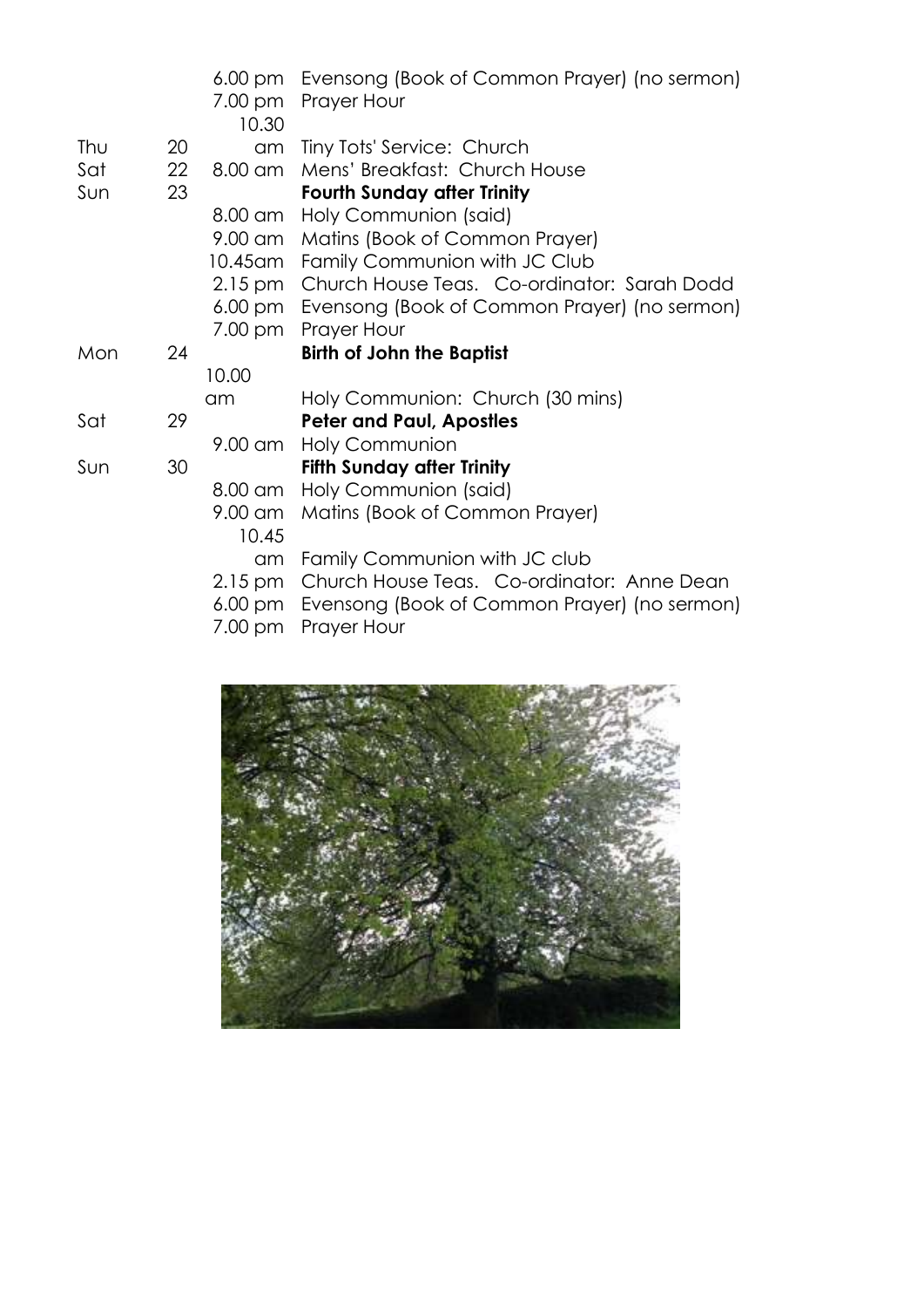| | | | |
|---|---|---|---|
| | | 6.00 pm | Evensong (Book of Common Prayer) (no sermon) |
| | | 7.00 pm | Prayer Hour |
| Thu | 20 | 10.30 am | Tiny Tots' Service: Church |
| Sat | 22 | 8.00 am | Mens' Breakfast: Church House |
| Sun | 23 | | **Fourth Sunday after Trinity** |
| | | 8.00 am | Holy Communion (said) |
| | | 9.00 am | Matins (Book of Common Prayer) |
| | | 10.45am | Family Communion with JC Club |
| | | 2.15 pm | Church House Teas. Co-ordinator: Sarah Dodd |
| | | 6.00 pm | Evensong (Book of Common Prayer) (no sermon) |
| | | 7.00 pm | Prayer Hour |
| Mon | 24 | | **Birth of John the Baptist** |
| | | 10.00 am | Holy Communion: Church (30 mins) |
| Sat | 29 | | **Peter and Paul, Apostles** |
| | | 9.00 am | Holy Communion |
| Sun | 30 | | **Fifth Sunday after Trinity** |
| | | 8.00 am | Holy Communion (said) |
| | | 9.00 am | Matins (Book of Common Prayer) |
| | | 10.45 am | Family Communion with JC club |
| | | 2.15 pm | Church House Teas. Co-ordinator: Anne Dean |
| | | 6.00 pm | Evensong (Book of Common Prayer) (no sermon) |
| | | 7.00 pm | Prayer Hour |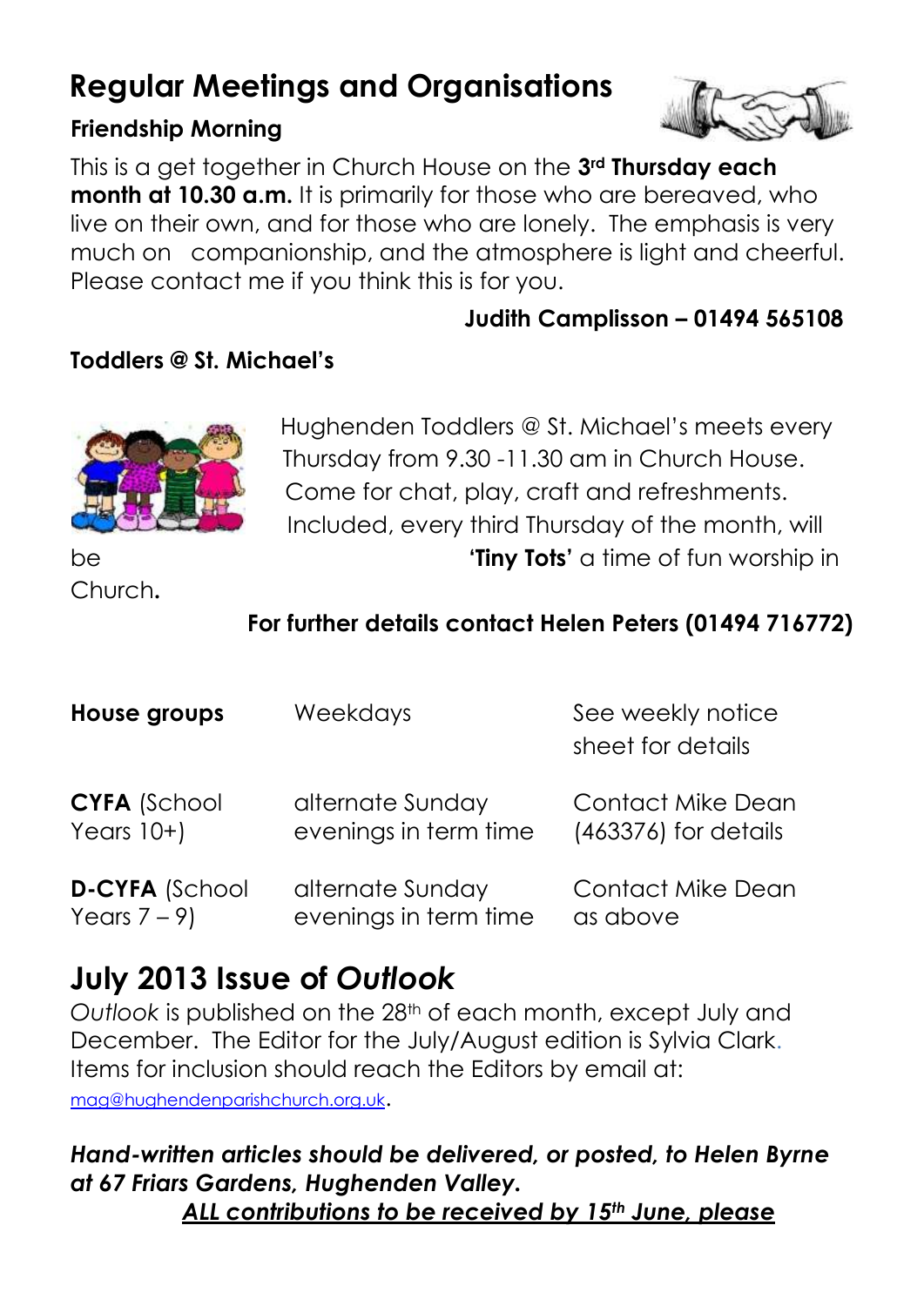# Regular Meetings and Organisations

### Friendship Morning

This is a get together in Church House on the **3rd Thursday each month at 10.30 a.m.** It is primarily for those who are bereaved, who live on their own, and for those who are lonely. The emphasis is very much on companionship, and the atmosphere is light and cheerful. Please contact me if you think this is for you.

**Judith Camplisson – 01494 565108**

### Toddlers @ St. Michael's

Hughenden Toddlers @ St. Michael's meets every Thursday from 9.30 -11.30 am in Church House. Come for chat, play, craft and refreshments. Included, every third Thursday of the month, will be **'Tiny Tots'** a time of fun worship in Church.

**For further details contact Helen Peters (01494 716772)**

| | | |
|---|---|---|
| **House groups** | Weekdays | See weekly notice sheet for details |
| **CYFA** (School Years 10+) | alternate Sunday evenings in term time | Contact Mike Dean (463376) for details |
| **D-CYFA** (School Years 7 – 9) | alternate Sunday evenings in term time | Contact Mike Dean as above |

## July 2013 Issue of *Outlook*

*Outlook* is published on the 28th of each month, except July and December. The Editor for the July/August edition is Sylvia Clark. Items for inclusion should reach the Editors by email at: mag@hughendenparishchurch.org.uk.

***Hand-written articles should be delivered, or posted, to Helen Byrne at 67 Friars Gardens, Hughenden Valley.***

***ALL contributions to be received by 15th June, please***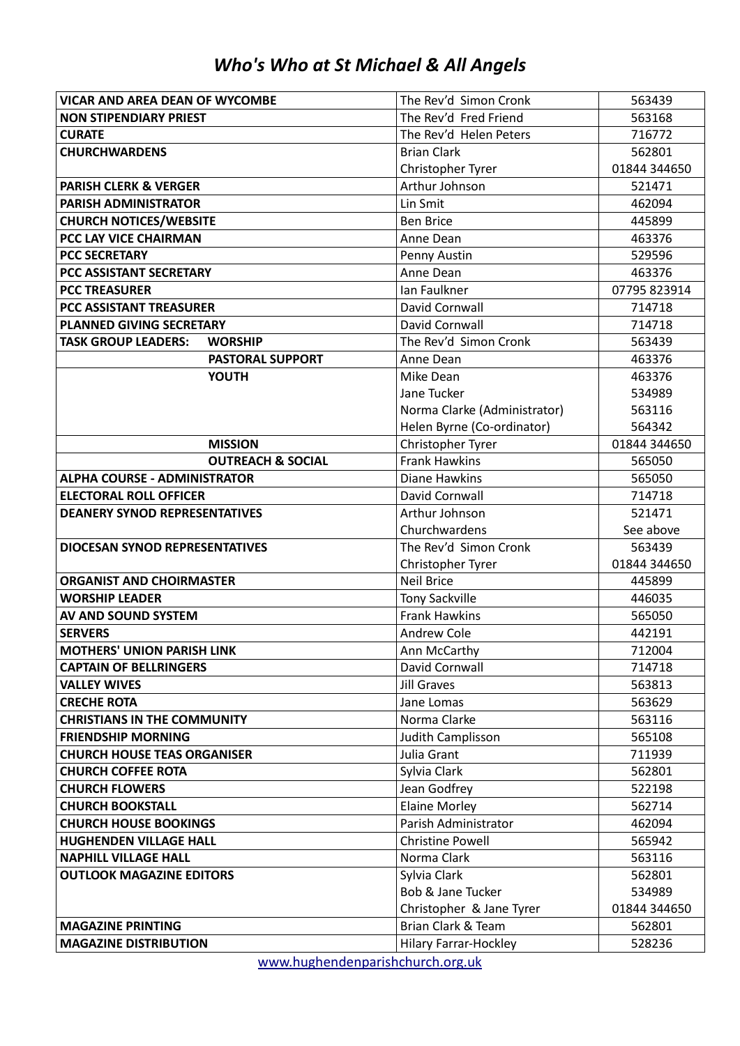# *Who's Who at St Michael & All Angels*

| | | |
|---|---|---|
| **VICAR AND AREA DEAN OF WYCOMBE** | The Rev'd Simon Cronk | 563439 |
| **NON STIPENDIARY PRIEST** | The Rev'd Fred Friend | 563168 |
| **CURATE** | The Rev'd Helen Peters | 716772 |
| **CHURCHWARDENS** | Brian Clark | 562801 |
| | Christopher Tyrer | 01844 344650 |
| **PARISH CLERK & VERGER** | Arthur Johnson | 521471 |
| **PARISH ADMINISTRATOR** | Lin Smit | 462094 |
| **CHURCH NOTICES/WEBSITE** | Ben Brice | 445899 |
| **PCC LAY VICE CHAIRMAN** | Anne Dean | 463376 |
| **PCC SECRETARY** | Penny Austin | 529596 |
| **PCC ASSISTANT SECRETARY** | Anne Dean | 463376 |
| **PCC TREASURER** | Ian Faulkner | 07795 823914 |
| **PCC ASSISTANT TREASURER** | David Cornwall | 714718 |
| **PLANNED GIVING SECRETARY** | David Cornwall | 714718 |
| **TASK GROUP LEADERS: WORSHIP** | The Rev'd Simon Cronk | 563439 |
| **PASTORAL SUPPORT** | Anne Dean | 463376 |
| **YOUTH** | Mike Dean | 463376 |
| | Jane Tucker | 534989 |
| | Norma Clarke (Administrator) | 563116 |
| | Helen Byrne (Co-ordinator) | 564342 |
| **MISSION** | Christopher Tyrer | 01844 344650 |
| **OUTREACH & SOCIAL** | Frank Hawkins | 565050 |
| **ALPHA COURSE - ADMINISTRATOR** | Diane Hawkins | 565050 |
| **ELECTORAL ROLL OFFICER** | David Cornwall | 714718 |
| **DEANERY SYNOD REPRESENTATIVES** | Arthur Johnson | 521471 |
| | Churchwardens | See above |
| **DIOCESAN SYNOD REPRESENTATIVES** | The Rev'd Simon Cronk | 563439 |
| | Christopher Tyrer | 01844 344650 |
| **ORGANIST AND CHOIRMASTER** | Neil Brice | 445899 |
| **WORSHIP LEADER** | Tony Sackville | 446035 |
| **AV AND SOUND SYSTEM** | Frank Hawkins | 565050 |
| **SERVERS** | Andrew Cole | 442191 |
| **MOTHERS' UNION PARISH LINK** | Ann McCarthy | 712004 |
| **CAPTAIN OF BELLRINGERS** | David Cornwall | 714718 |
| **VALLEY WIVES** | Jill Graves | 563813 |
| **CRECHE ROTA** | Jane Lomas | 563629 |
| **CHRISTIANS IN THE COMMUNITY** | Norma Clarke | 563116 |
| **FRIENDSHIP MORNING** | Judith Camplisson | 565108 |
| **CHURCH HOUSE TEAS ORGANISER** | Julia Grant | 711939 |
| **CHURCH COFFEE ROTA** | Sylvia Clark | 562801 |
| **CHURCH FLOWERS** | Jean Godfrey | 522198 |
| **CHURCH BOOKSTALL** | Elaine Morley | 562714 |
| **CHURCH HOUSE BOOKINGS** | Parish Administrator | 462094 |
| **HUGHENDEN VILLAGE HALL** | Christine Powell | 565942 |
| **NAPHILL VILLAGE HALL** | Norma Clark | 563116 |
| **OUTLOOK MAGAZINE EDITORS** | Sylvia Clark | 562801 |
| | Bob & Jane Tucker | 534989 |
| | Christopher & Jane Tyrer | 01844 344650 |
| **MAGAZINE PRINTING** | Brian Clark & Team | 562801 |
| **MAGAZINE DISTRIBUTION** | Hilary Farrar-Hockley | 528236 |

www.hughendenparishchurch.org.uk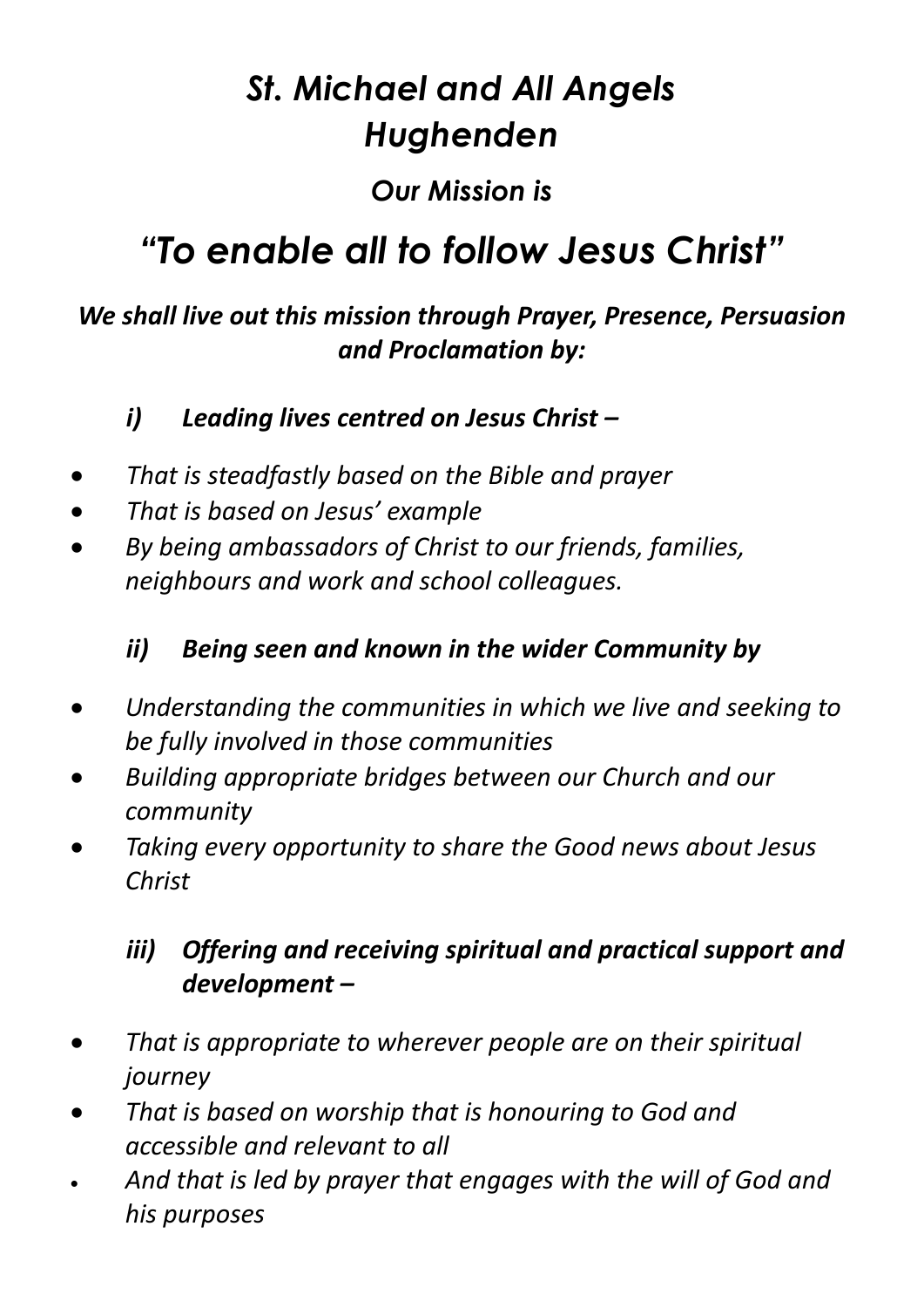# *St. Michael and All Angels Hughenden*

### *Our Mission is*

# *"To enable all to follow Jesus Christ"*

***We shall live out this mission through Prayer, Presence, Persuasion and Proclamation by:***

***i) Leading lives centred on Jesus Christ –***

- *That is steadfastly based on the Bible and prayer*
- *That is based on Jesus' example*
- *By being ambassadors of Christ to our friends, families, neighbours and work and school colleagues.*

***ii) Being seen and known in the wider Community by***

- *Understanding the communities in which we live and seeking to be fully involved in those communities*
- *Building appropriate bridges between our Church and our community*
- *Taking every opportunity to share the Good news about Jesus Christ*

***iii) Offering and receiving spiritual and practical support and development –***

- *That is appropriate to wherever people are on their spiritual journey*
- *That is based on worship that is honouring to God and accessible and relevant to all*
- *And that is led by prayer that engages with the will of God and his purposes*